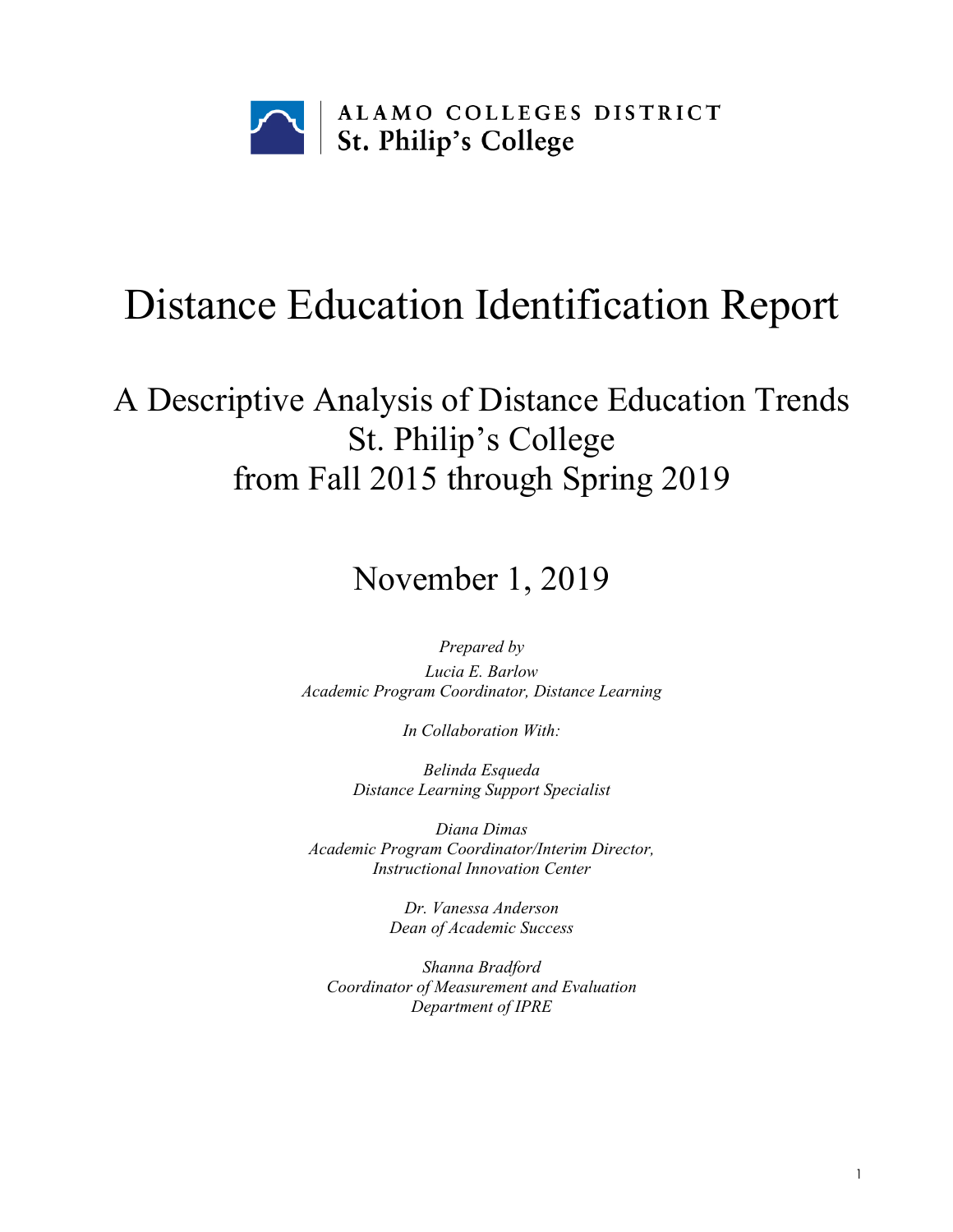ALAMO COLLEGES DISTRICT
St. Philip's College

# Distance Education Identification Report

## A Descriptive Analysis of Distance Education Trends St. Philip's College from Fall 2015 through Spring 2019

## November 1, 2019

*Prepared by*

*Lucia E. Barlow*
*Academic Program Coordinator, Distance Learning*

*In Collaboration With:*

*Belinda Esqueda*
*Distance Learning Support Specialist*

*Diana Dimas*
*Academic Program Coordinator/Interim Director, Instructional Innovation Center*

*Dr. Vanessa Anderson*
*Dean of Academic Success*

*Shanna Bradford*
*Coordinator of Measurement and Evaluation*
*Department of IPRE*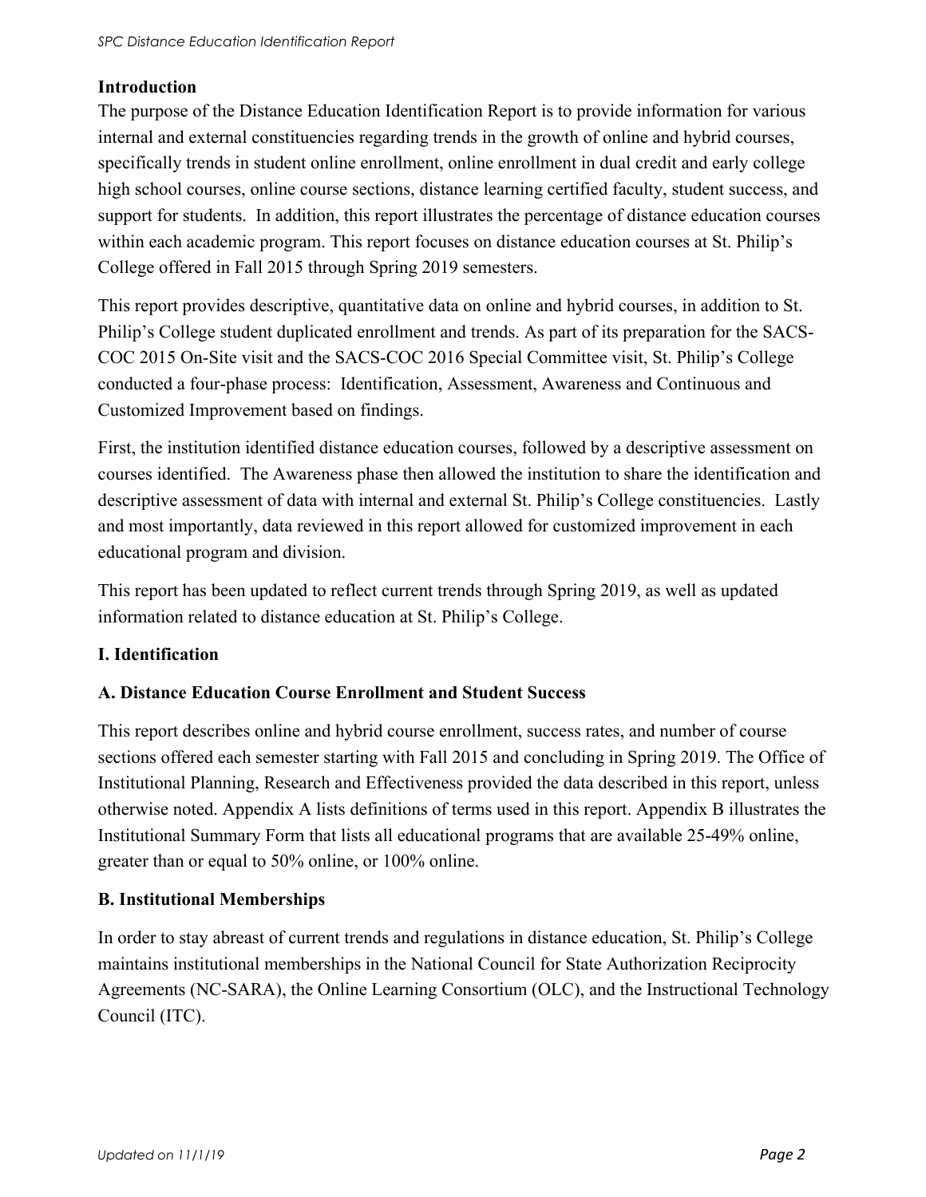## Introduction

The purpose of the Distance Education Identification Report is to provide information for various internal and external constituencies regarding trends in the growth of online and hybrid courses, specifically trends in student online enrollment, online enrollment in dual credit and early college high school courses, online course sections, distance learning certified faculty, student success, and support for students. In addition, this report illustrates the percentage of distance education courses within each academic program. This report focuses on distance education courses at St. Philip's College offered in Fall 2015 through Spring 2019 semesters.

This report provides descriptive, quantitative data on online and hybrid courses, in addition to St. Philip's College student duplicated enrollment and trends. As part of its preparation for the SACS-COC 2015 On-Site visit and the SACS-COC 2016 Special Committee visit, St. Philip's College conducted a four-phase process: Identification, Assessment, Awareness and Continuous and Customized Improvement based on findings.

First, the institution identified distance education courses, followed by a descriptive assessment on courses identified. The Awareness phase then allowed the institution to share the identification and descriptive assessment of data with internal and external St. Philip's College constituencies. Lastly and most importantly, data reviewed in this report allowed for customized improvement in each educational program and division.

This report has been updated to reflect current trends through Spring 2019, as well as updated information related to distance education at St. Philip's College.

## I. Identification

### A. Distance Education Course Enrollment and Student Success

This report describes online and hybrid course enrollment, success rates, and number of course sections offered each semester starting with Fall 2015 and concluding in Spring 2019. The Office of Institutional Planning, Research and Effectiveness provided the data described in this report, unless otherwise noted. Appendix A lists definitions of terms used in this report. Appendix B illustrates the Institutional Summary Form that lists all educational programs that are available 25-49% online, greater than or equal to 50% online, or 100% online.

### B. Institutional Memberships

In order to stay abreast of current trends and regulations in distance education, St. Philip's College maintains institutional memberships in the National Council for State Authorization Reciprocity Agreements (NC-SARA), the Online Learning Consortium (OLC), and the Instructional Technology Council (ITC).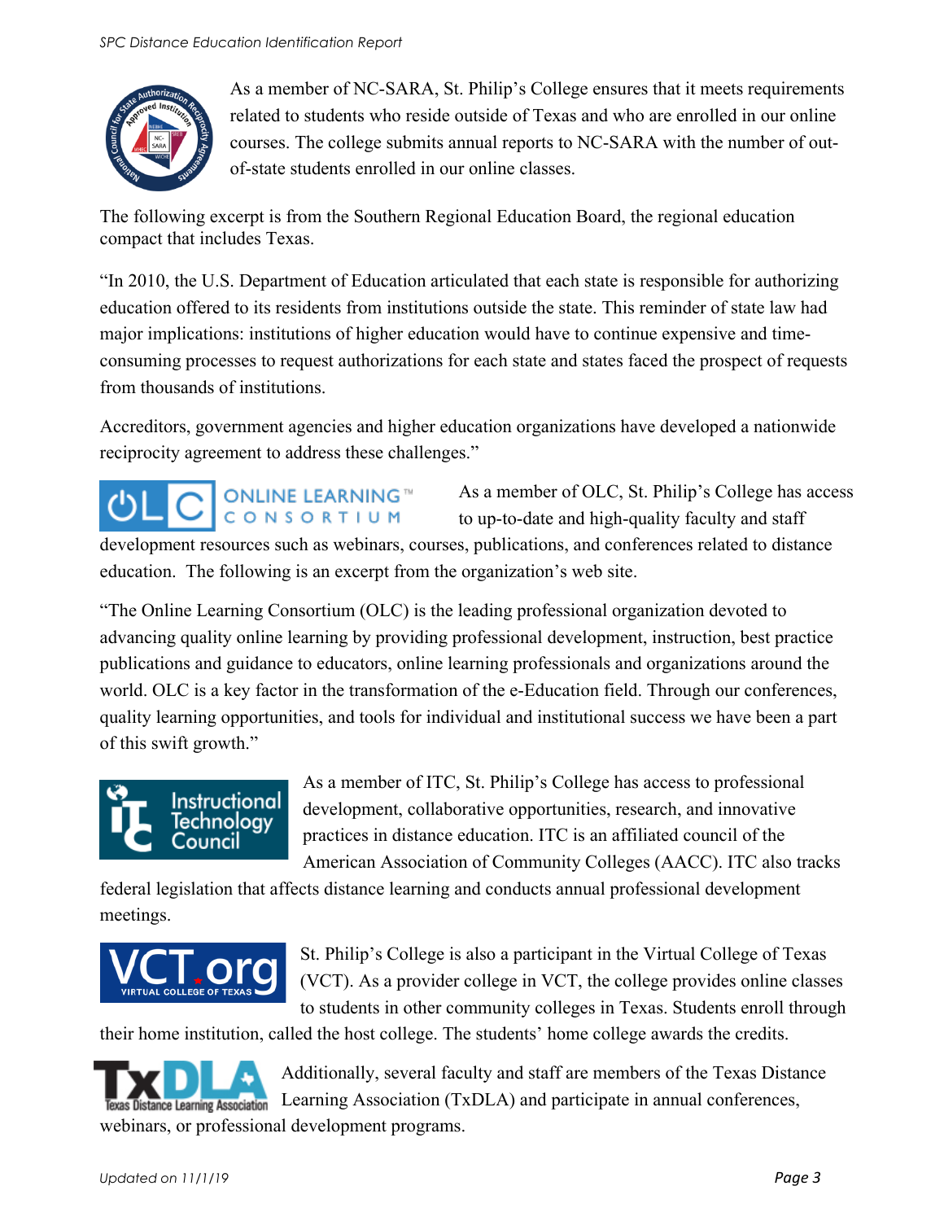As a member of NC-SARA, St. Philip's College ensures that it meets requirements related to students who reside outside of Texas and who are enrolled in our online courses. The college submits annual reports to NC-SARA with the number of out-of-state students enrolled in our online classes.

The following excerpt is from the Southern Regional Education Board, the regional education compact that includes Texas.

"In 2010, the U.S. Department of Education articulated that each state is responsible for authorizing education offered to its residents from institutions outside the state. This reminder of state law had major implications: institutions of higher education would have to continue expensive and time-consuming processes to request authorizations for each state and states faced the prospect of requests from thousands of institutions.

Accreditors, government agencies and higher education organizations have developed a nationwide reciprocity agreement to address these challenges."

As a member of OLC, St. Philip's College has access to up-to-date and high-quality faculty and staff development resources such as webinars, courses, publications, and conferences related to distance education. The following is an excerpt from the organization's web site.

"The Online Learning Consortium (OLC) is the leading professional organization devoted to advancing quality online learning by providing professional development, instruction, best practice publications and guidance to educators, online learning professionals and organizations around the world. OLC is a key factor in the transformation of the e-Education field. Through our conferences, quality learning opportunities, and tools for individual and institutional success we have been a part of this swift growth."

As a member of ITC, St. Philip's College has access to professional development, collaborative opportunities, research, and innovative practices in distance education. ITC is an affiliated council of the American Association of Community Colleges (AACC). ITC also tracks federal legislation that affects distance learning and conducts annual professional development meetings.

St. Philip's College is also a participant in the Virtual College of Texas (VCT). As a provider college in VCT, the college provides online classes to students in other community colleges in Texas. Students enroll through their home institution, called the host college. The students' home college awards the credits.

Additionally, several faculty and staff are members of the Texas Distance Learning Association (TxDLA) and participate in annual conferences, webinars, or professional development programs.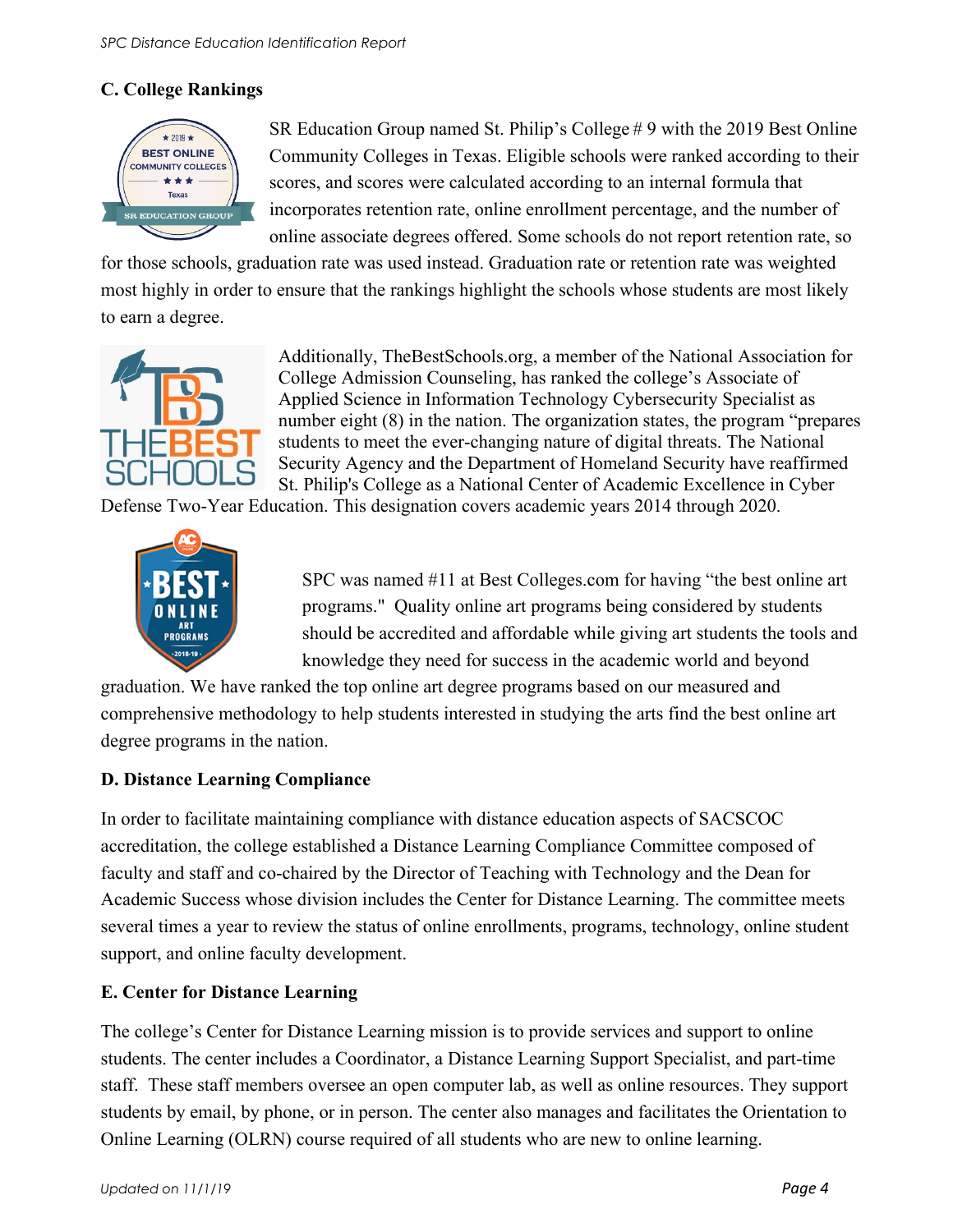## C. College Rankings

SR Education Group named St. Philip's College # 9 with the 2019 Best Online Community Colleges in Texas. Eligible schools were ranked according to their scores, and scores were calculated according to an internal formula that incorporates retention rate, online enrollment percentage, and the number of online associate degrees offered. Some schools do not report retention rate, so for those schools, graduation rate was used instead. Graduation rate or retention rate was weighted most highly in order to ensure that the rankings highlight the schools whose students are most likely to earn a degree.

Additionally, TheBestSchools.org, a member of the National Association for College Admission Counseling, has ranked the college's Associate of Applied Science in Information Technology Cybersecurity Specialist as number eight (8) in the nation. The organization states, the program "prepares students to meet the ever-changing nature of digital threats. The National Security Agency and the Department of Homeland Security have reaffirmed St. Philip's College as a National Center of Academic Excellence in Cyber Defense Two-Year Education. This designation covers academic years 2014 through 2020.

SPC was named #11 at Best Colleges.com for having "the best online art programs." Quality online art programs being considered by students should be accredited and affordable while giving art students the tools and knowledge they need for success in the academic world and beyond graduation. We have ranked the top online art degree programs based on our measured and comprehensive methodology to help students interested in studying the arts find the best online art degree programs in the nation.

## D. Distance Learning Compliance

In order to facilitate maintaining compliance with distance education aspects of SACSCOC accreditation, the college established a Distance Learning Compliance Committee composed of faculty and staff and co-chaired by the Director of Teaching with Technology and the Dean for Academic Success whose division includes the Center for Distance Learning. The committee meets several times a year to review the status of online enrollments, programs, technology, online student support, and online faculty development.

## E. Center for Distance Learning

The college's Center for Distance Learning mission is to provide services and support to online students. The center includes a Coordinator, a Distance Learning Support Specialist, and part-time staff. These staff members oversee an open computer lab, as well as online resources. They support students by email, by phone, or in person. The center also manages and facilitates the Orientation to Online Learning (OLRN) course required of all students who are new to online learning.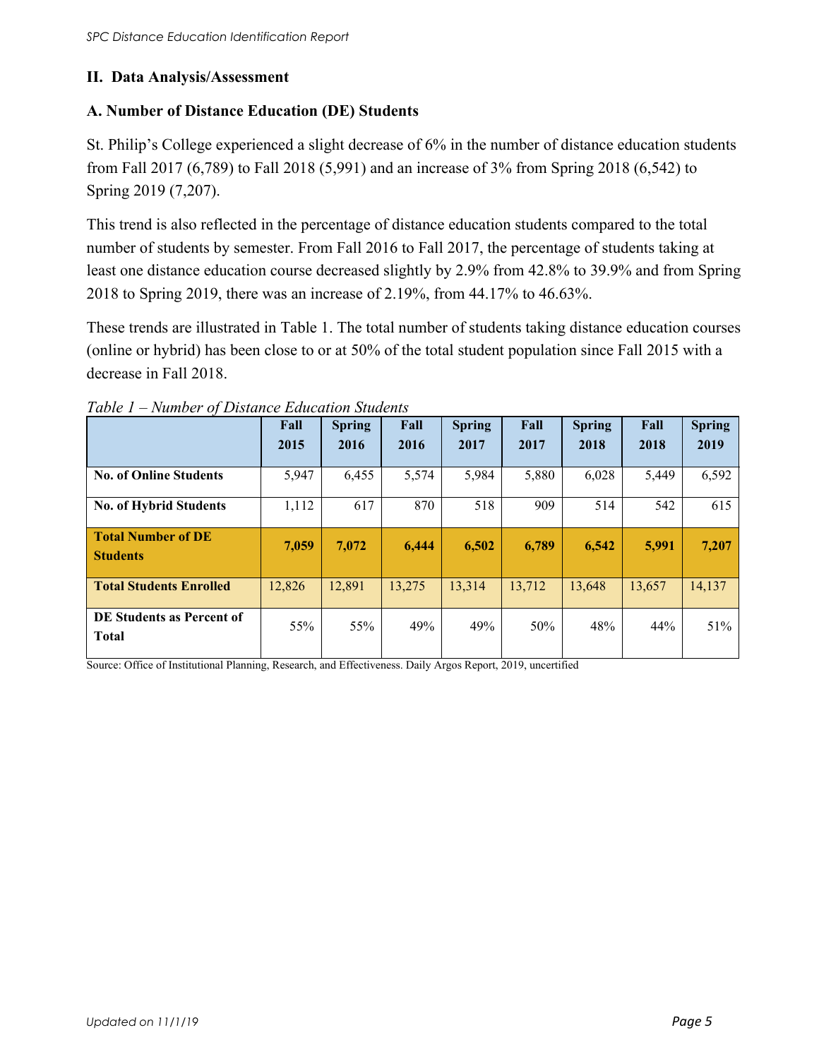## II. Data Analysis/Assessment

### A. Number of Distance Education (DE) Students

St. Philip's College experienced a slight decrease of 6% in the number of distance education students from Fall 2017 (6,789) to Fall 2018 (5,991) and an increase of 3% from Spring 2018 (6,542) to Spring 2019 (7,207).

This trend is also reflected in the percentage of distance education students compared to the total number of students by semester. From Fall 2016 to Fall 2017, the percentage of students taking at least one distance education course decreased slightly by 2.9% from 42.8% to 39.9% and from Spring 2018 to Spring 2019, there was an increase of 2.19%, from 44.17% to 46.63%.

These trends are illustrated in Table 1. The total number of students taking distance education courses (online or hybrid) has been close to or at 50% of the total student population since Fall 2015 with a decrease in Fall 2018.

*Table 1 – Number of Distance Education Students*

| | Fall 2015 | Spring 2016 | Fall 2016 | Spring 2017 | Fall 2017 | Spring 2018 | Fall 2018 | Spring 2019 |
|---|---|---|---|---|---|---|---|---|
| **No. of Online Students** | 5,947 | 6,455 | 5,574 | 5,984 | 5,880 | 6,028 | 5,449 | 6,592 |
| **No. of Hybrid Students** | 1,112 | 617 | 870 | 518 | 909 | 514 | 542 | 615 |
| **Total Number of DE Students** | **7,059** | **7,072** | **6,444** | **6,502** | **6,789** | **6,542** | **5,991** | **7,207** |
| **Total Students Enrolled** | 12,826 | 12,891 | 13,275 | 13,314 | 13,712 | 13,648 | 13,657 | 14,137 |
| **DE Students as Percent of Total** | 55% | 55% | 49% | 49% | 50% | 48% | 44% | 51% |

Source: Office of Institutional Planning, Research, and Effectiveness. Daily Argos Report, 2019, uncertified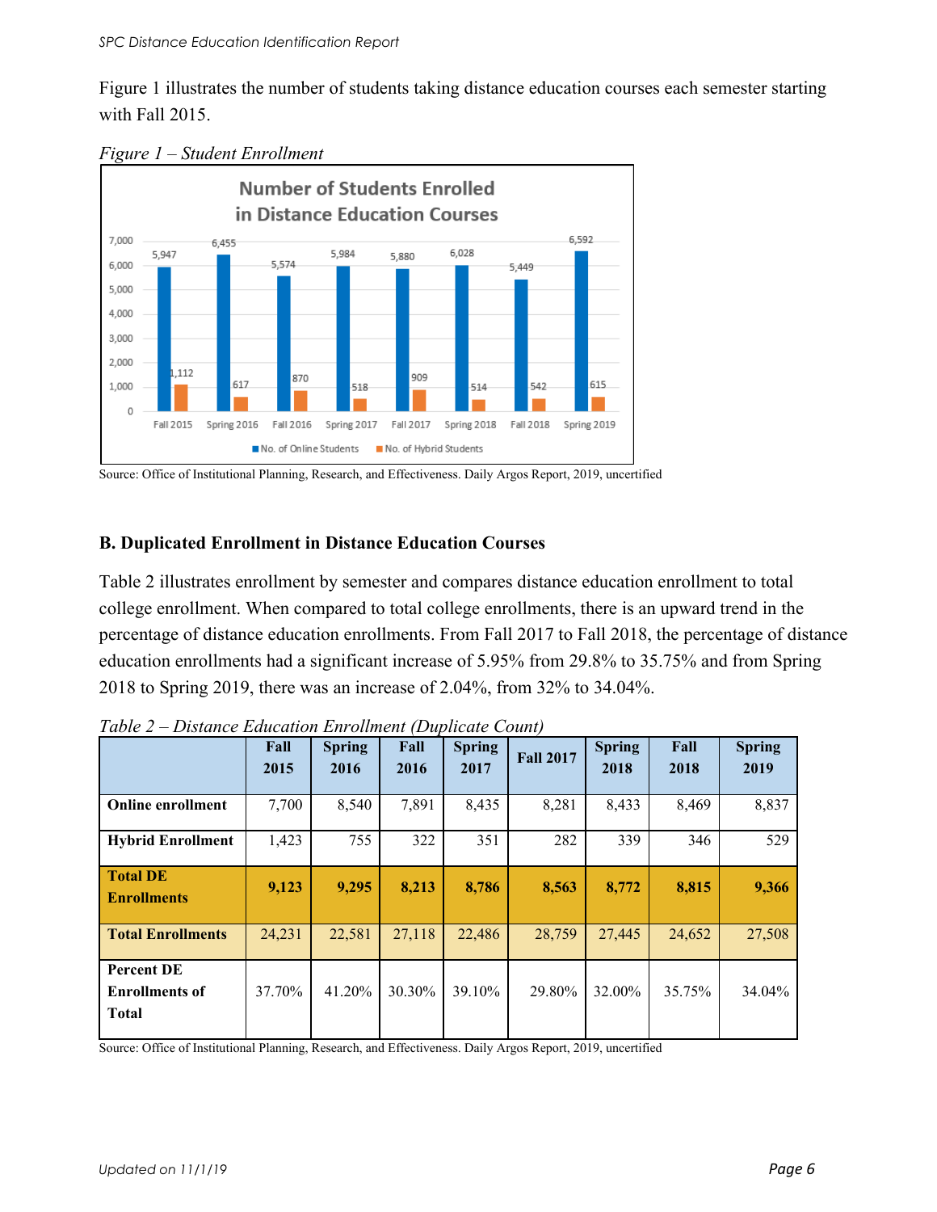Figure 1 illustrates the number of students taking distance education courses each semester starting with Fall 2015.

*Figure 1 – Student Enrollment*

Source: Office of Institutional Planning, Research, and Effectiveness. Daily Argos Report, 2019, uncertified

## B. Duplicated Enrollment in Distance Education Courses

Table 2 illustrates enrollment by semester and compares distance education enrollment to total college enrollment. When compared to total college enrollments, there is an upward trend in the percentage of distance education enrollments. From Fall 2017 to Fall 2018, the percentage of distance education enrollments had a significant increase of 5.95% from 29.8% to 35.75% and from Spring 2018 to Spring 2019, there was an increase of 2.04%, from 32% to 34.04%.

*Table 2 – Distance Education Enrollment (Duplicate Count)*

| | Fall 2015 | Spring 2016 | Fall 2016 | Spring 2017 | Fall 2017 | Spring 2018 | Fall 2018 | Spring 2019 |
|---|---|---|---|---|---|---|---|---|
| **Online enrollment** | 7,700 | 8,540 | 7,891 | 8,435 | 8,281 | 8,433 | 8,469 | 8,837 |
| **Hybrid Enrollment** | 1,423 | 755 | 322 | 351 | 282 | 339 | 346 | 529 |
| **Total DE Enrollments** | **9,123** | **9,295** | **8,213** | **8,786** | **8,563** | **8,772** | **8,815** | **9,366** |
| **Total Enrollments** | 24,231 | 22,581 | 27,118 | 22,486 | 28,759 | 27,445 | 24,652 | 27,508 |
| **Percent DE Enrollments of Total** | 37.70% | 41.20% | 30.30% | 39.10% | 29.80% | 32.00% | 35.75% | 34.04% |

Source: Office of Institutional Planning, Research, and Effectiveness. Daily Argos Report, 2019, uncertified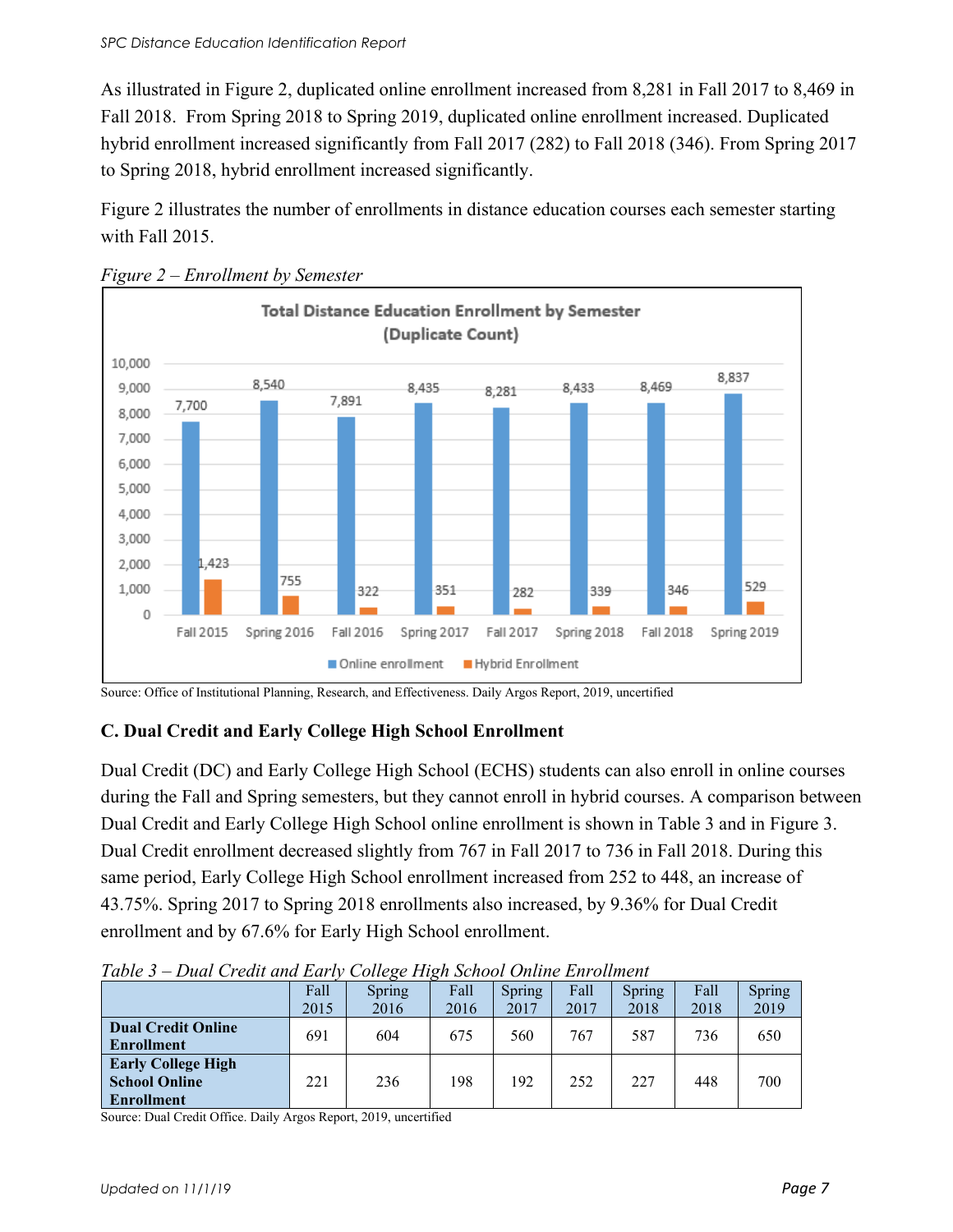As illustrated in Figure 2, duplicated online enrollment increased from 8,281 in Fall 2017 to 8,469 in Fall 2018. From Spring 2018 to Spring 2019, duplicated online enrollment increased. Duplicated hybrid enrollment increased significantly from Fall 2017 (282) to Fall 2018 (346). From Spring 2017 to Spring 2018, hybrid enrollment increased significantly.

Figure 2 illustrates the number of enrollments in distance education courses each semester starting with Fall 2015.

*Figure 2 – Enrollment by Semester*

**Total Distance Education Enrollment by Semester (Duplicate Count)**

| | Fall 2015 | Spring 2016 | Fall 2016 | Spring 2017 | Fall 2017 | Spring 2018 | Fall 2018 | Spring 2019 |
|---|---|---|---|---|---|---|---|---|
| Online enrollment | 7,700 | 8,540 | 7,891 | 8,435 | 8,281 | 8,433 | 8,469 | 8,837 |
| Hybrid Enrollment | 1,423 | 755 | 322 | 351 | 282 | 339 | 346 | 529 |

Source: Office of Institutional Planning, Research, and Effectiveness. Daily Argos Report, 2019, uncertified

## C. Dual Credit and Early College High School Enrollment

Dual Credit (DC) and Early College High School (ECHS) students can also enroll in online courses during the Fall and Spring semesters, but they cannot enroll in hybrid courses. A comparison between Dual Credit and Early College High School online enrollment is shown in Table 3 and in Figure 3. Dual Credit enrollment decreased slightly from 767 in Fall 2017 to 736 in Fall 2018. During this same period, Early College High School enrollment increased from 252 to 448, an increase of 43.75%. Spring 2017 to Spring 2018 enrollments also increased, by 9.36% for Dual Credit enrollment and by 67.6% for Early High School enrollment.

*Table 3 – Dual Credit and Early College High School Online Enrollment*

| | Fall 2015 | Spring 2016 | Fall 2016 | Spring 2017 | Fall 2017 | Spring 2018 | Fall 2018 | Spring 2019 |
|---|---|---|---|---|---|---|---|---|
| **Dual Credit Online Enrollment** | 691 | 604 | 675 | 560 | 767 | 587 | 736 | 650 |
| **Early College High School Online Enrollment** | 221 | 236 | 198 | 192 | 252 | 227 | 448 | 700 |

Source: Dual Credit Office. Daily Argos Report, 2019, uncertified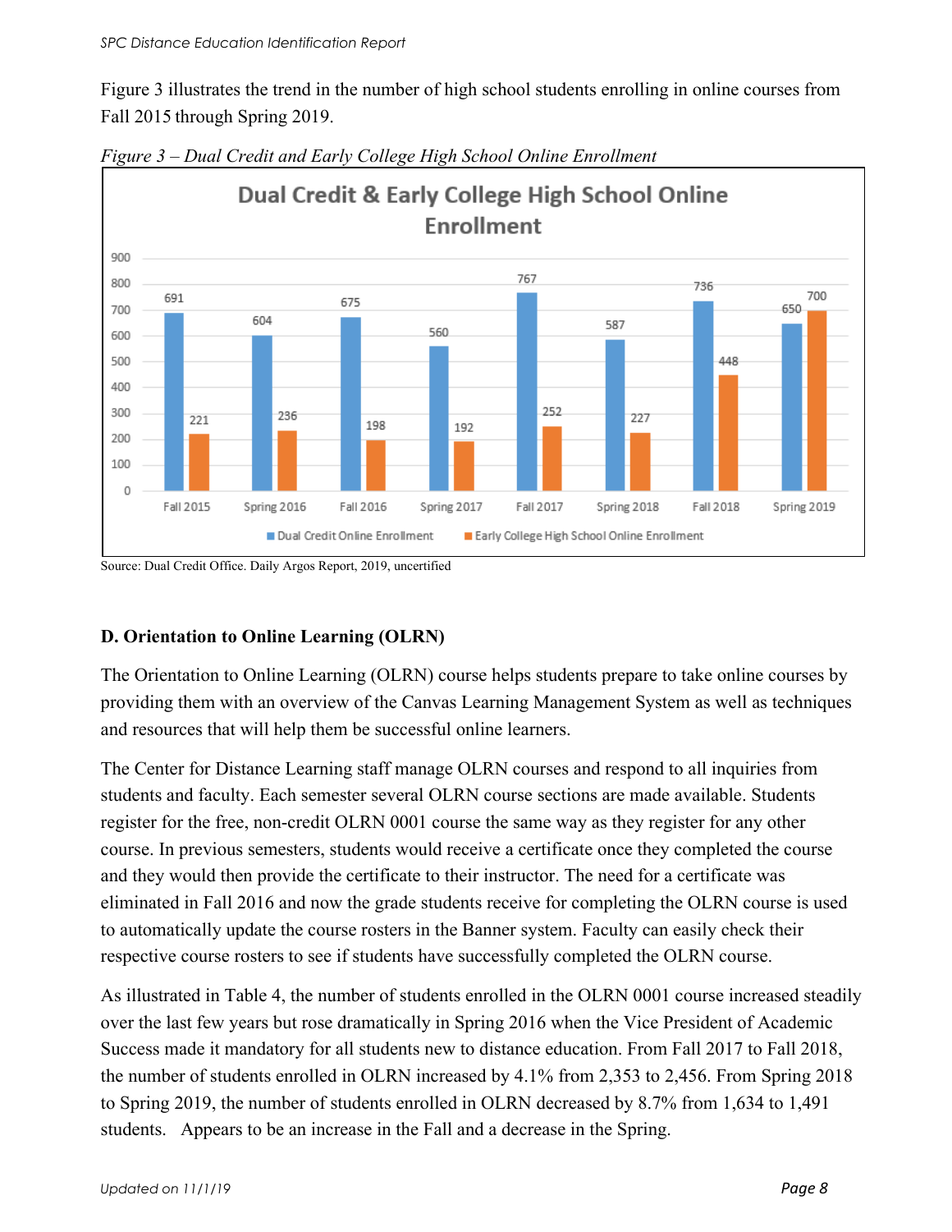Figure 3 illustrates the trend in the number of high school students enrolling in online courses from Fall 2015 through Spring 2019.

*Figure 3 – Dual Credit and Early College High School Online Enrollment*

**Dual Credit & Early College High School Online Enrollment**

| Term | Dual Credit Online Enrollment | Early College High School Online Enrollment |
|---|---|---|
| Fall 2015 | 691 | 221 |
| Spring 2016 | 604 | 236 |
| Fall 2016 | 675 | 198 |
| Spring 2017 | 560 | 192 |
| Fall 2017 | 767 | 252 |
| Spring 2018 | 587 | 227 |
| Fall 2018 | 736 | 448 |
| Spring 2019 | 650 | 700 |

Source: Dual Credit Office. Daily Argos Report, 2019, uncertified

### D. Orientation to Online Learning (OLRN)

The Orientation to Online Learning (OLRN) course helps students prepare to take online courses by providing them with an overview of the Canvas Learning Management System as well as techniques and resources that will help them be successful online learners.

The Center for Distance Learning staff manage OLRN courses and respond to all inquiries from students and faculty. Each semester several OLRN course sections are made available. Students register for the free, non-credit OLRN 0001 course the same way as they register for any other course. In previous semesters, students would receive a certificate once they completed the course and they would then provide the certificate to their instructor. The need for a certificate was eliminated in Fall 2016 and now the grade students receive for completing the OLRN course is used to automatically update the course rosters in the Banner system. Faculty can easily check their respective course rosters to see if students have successfully completed the OLRN course.

As illustrated in Table 4, the number of students enrolled in the OLRN 0001 course increased steadily over the last few years but rose dramatically in Spring 2016 when the Vice President of Academic Success made it mandatory for all students new to distance education. From Fall 2017 to Fall 2018, the number of students enrolled in OLRN increased by 4.1% from 2,353 to 2,456. From Spring 2018 to Spring 2019, the number of students enrolled in OLRN decreased by 8.7% from 1,634 to 1,491 students. Appears to be an increase in the Fall and a decrease in the Spring.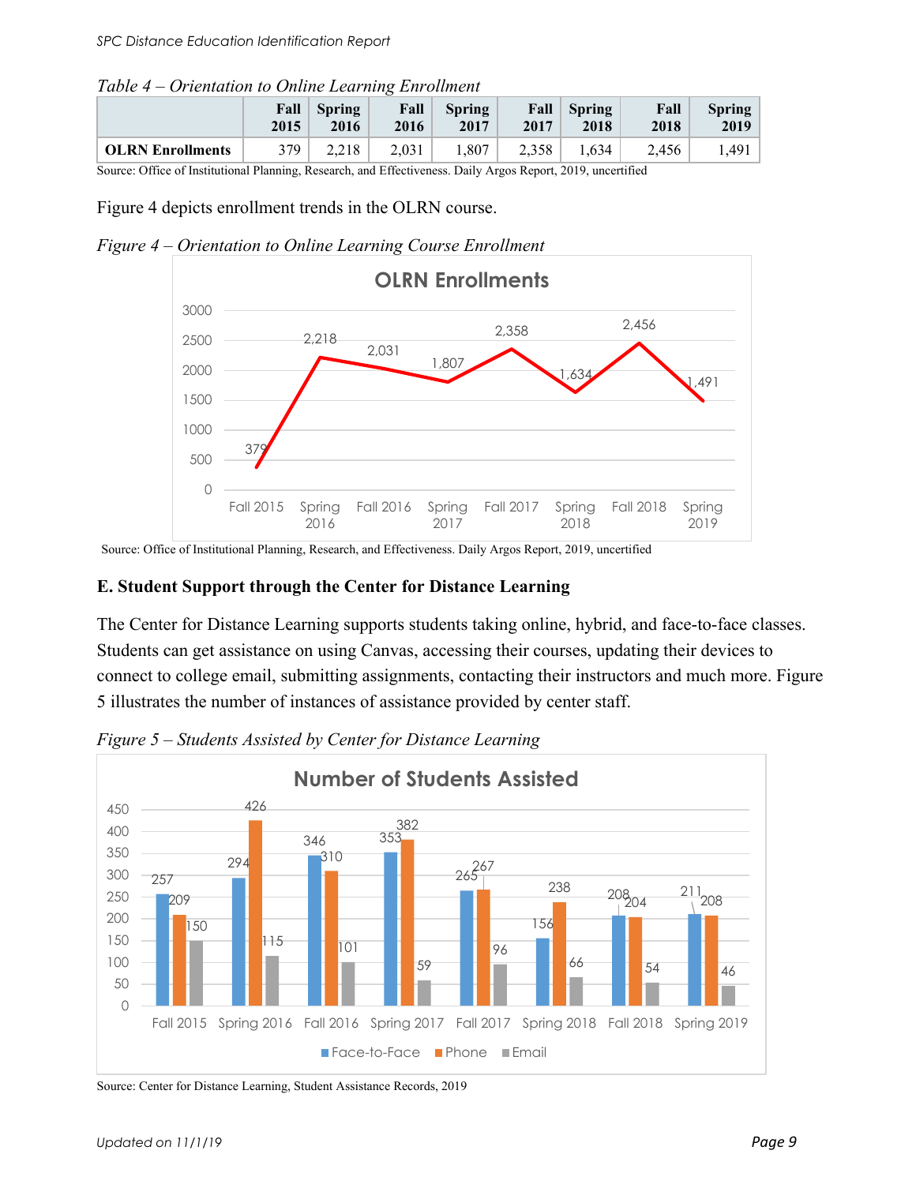*Table 4 – Orientation to Online Learning Enrollment*

| | Fall 2015 | Spring 2016 | Fall 2016 | Spring 2017 | Fall 2017 | Spring 2018 | Fall 2018 | Spring 2019 |
|---|---|---|---|---|---|---|---|---|
| **OLRN Enrollments** | 379 | 2,218 | 2,031 | 1,807 | 2,358 | 1,634 | 2,456 | 1,491 |

Source: Office of Institutional Planning, Research, and Effectiveness. Daily Argos Report, 2019, uncertified

Figure 4 depicts enrollment trends in the OLRN course.

*Figure 4 – Orientation to Online Learning Course Enrollment*

Source: Office of Institutional Planning, Research, and Effectiveness. Daily Argos Report, 2019, uncertified

### E. Student Support through the Center for Distance Learning

The Center for Distance Learning supports students taking online, hybrid, and face-to-face classes. Students can get assistance on using Canvas, accessing their courses, updating their devices to connect to college email, submitting assignments, contacting their instructors and much more. Figure 5 illustrates the number of instances of assistance provided by center staff.

*Figure 5 – Students Assisted by Center for Distance Learning*

Source: Center for Distance Learning, Student Assistance Records, 2019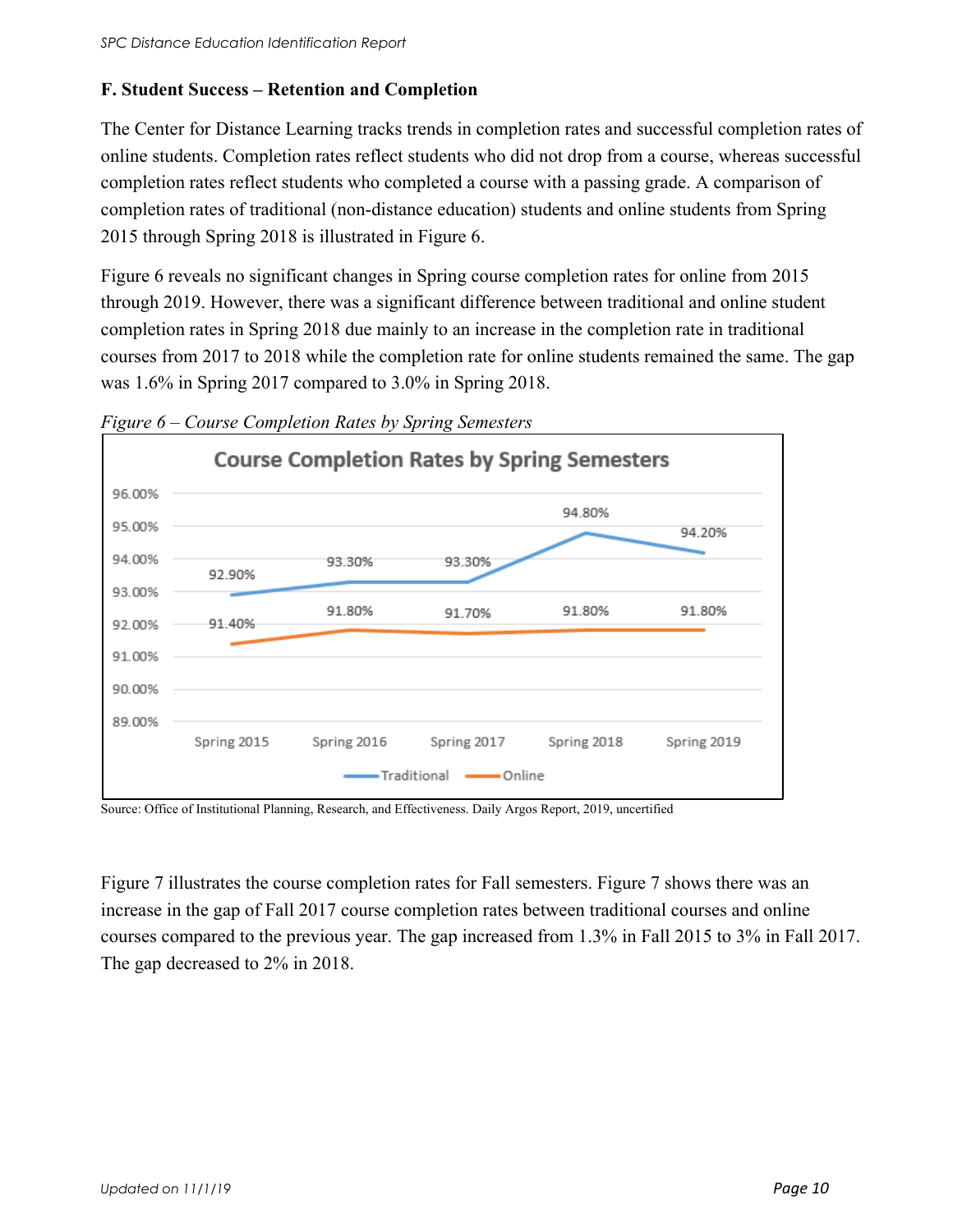### F. Student Success – Retention and Completion

The Center for Distance Learning tracks trends in completion rates and successful completion rates of online students. Completion rates reflect students who did not drop from a course, whereas successful completion rates reflect students who completed a course with a passing grade. A comparison of completion rates of traditional (non-distance education) students and online students from Spring 2015 through Spring 2018 is illustrated in Figure 6.

Figure 6 reveals no significant changes in Spring course completion rates for online from 2015 through 2019. However, there was a significant difference between traditional and online student completion rates in Spring 2018 due mainly to an increase in the completion rate in traditional courses from 2017 to 2018 while the completion rate for online students remained the same. The gap was 1.6% in Spring 2017 compared to 3.0% in Spring 2018.

*Figure 6 – Course Completion Rates by Spring Semesters*

**Course Completion Rates by Spring Semesters**

| | Spring 2015 | Spring 2016 | Spring 2017 | Spring 2018 | Spring 2019 |
|---|---|---|---|---|---|
| Traditional | 92.90% | 93.30% | 93.30% | 94.80% | 94.20% |
| Online | 91.40% | 91.80% | 91.70% | 91.80% | 91.80% |

Source: Office of Institutional Planning, Research, and Effectiveness. Daily Argos Report, 2019, uncertified

Figure 7 illustrates the course completion rates for Fall semesters. Figure 7 shows there was an increase in the gap of Fall 2017 course completion rates between traditional courses and online courses compared to the previous year. The gap increased from 1.3% in Fall 2015 to 3% in Fall 2017. The gap decreased to 2% in 2018.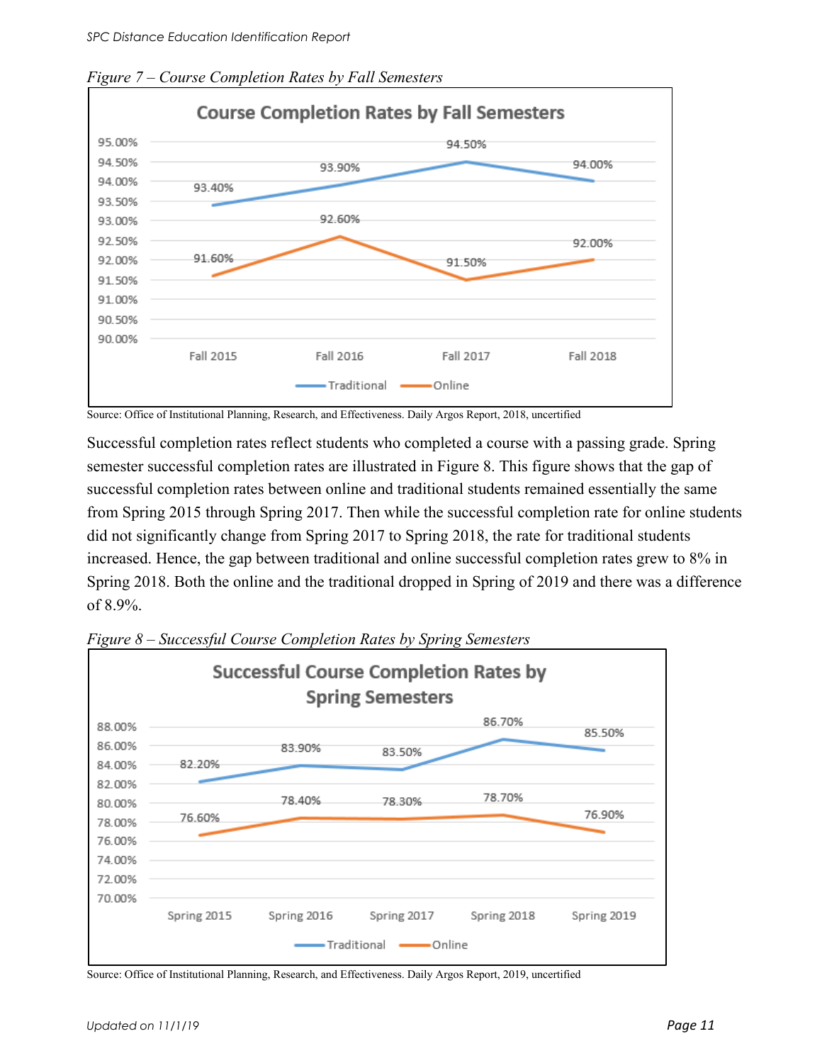*Figure 7 – Course Completion Rates by Fall Semesters*

Source: Office of Institutional Planning, Research, and Effectiveness. Daily Argos Report, 2018, uncertified

Successful completion rates reflect students who completed a course with a passing grade. Spring semester successful completion rates are illustrated in Figure 8. This figure shows that the gap of successful completion rates between online and traditional students remained essentially the same from Spring 2015 through Spring 2017. Then while the successful completion rate for online students did not significantly change from Spring 2017 to Spring 2018, the rate for traditional students increased. Hence, the gap between traditional and online successful completion rates grew to 8% in Spring 2018. Both the online and the traditional dropped in Spring of 2019 and there was a difference of 8.9%.

*Figure 8 – Successful Course Completion Rates by Spring Semesters*

Source: Office of Institutional Planning, Research, and Effectiveness. Daily Argos Report, 2019, uncertified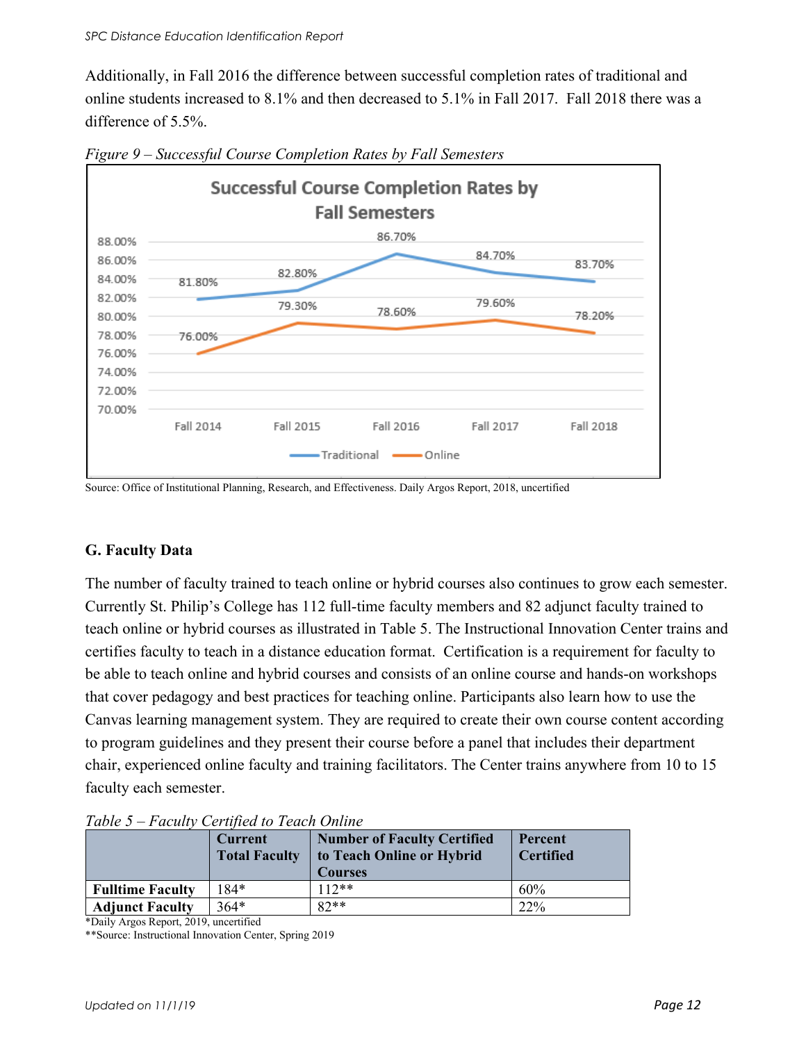Additionally, in Fall 2016 the difference between successful completion rates of traditional and online students increased to 8.1% and then decreased to 5.1% in Fall 2017. Fall 2018 there was a difference of 5.5%.

*Figure 9 – Successful Course Completion Rates by Fall Semesters*

| | Fall 2014 | Fall 2015 | Fall 2016 | Fall 2017 | Fall 2018 |
|---|---|---|---|---|---|
| Traditional | 81.80% | 82.80% | 86.70% | 84.70% | 83.70% |
| Online | 76.00% | 79.30% | 78.60% | 79.60% | 78.20% |

Source: Office of Institutional Planning, Research, and Effectiveness. Daily Argos Report, 2018, uncertified

## G. Faculty Data

The number of faculty trained to teach online or hybrid courses also continues to grow each semester. Currently St. Philip's College has 112 full-time faculty members and 82 adjunct faculty trained to teach online or hybrid courses as illustrated in Table 5. The Instructional Innovation Center trains and certifies faculty to teach in a distance education format. Certification is a requirement for faculty to be able to teach online and hybrid courses and consists of an online course and hands-on workshops that cover pedagogy and best practices for teaching online. Participants also learn how to use the Canvas learning management system. They are required to create their own course content according to program guidelines and they present their course before a panel that includes their department chair, experienced online faculty and training facilitators. The Center trains anywhere from 10 to 15 faculty each semester.

*Table 5 – Faculty Certified to Teach Online*

| | Current Total Faculty | Number of Faculty Certified to Teach Online or Hybrid Courses | Percent Certified |
|---|---|---|---|
| **Fulltime Faculty** | 184* | 112** | 60% |
| **Adjunct Faculty** | 364* | 82** | 22% |

*Daily Argos Report, 2019, uncertified
**Source: Instructional Innovation Center, Spring 2019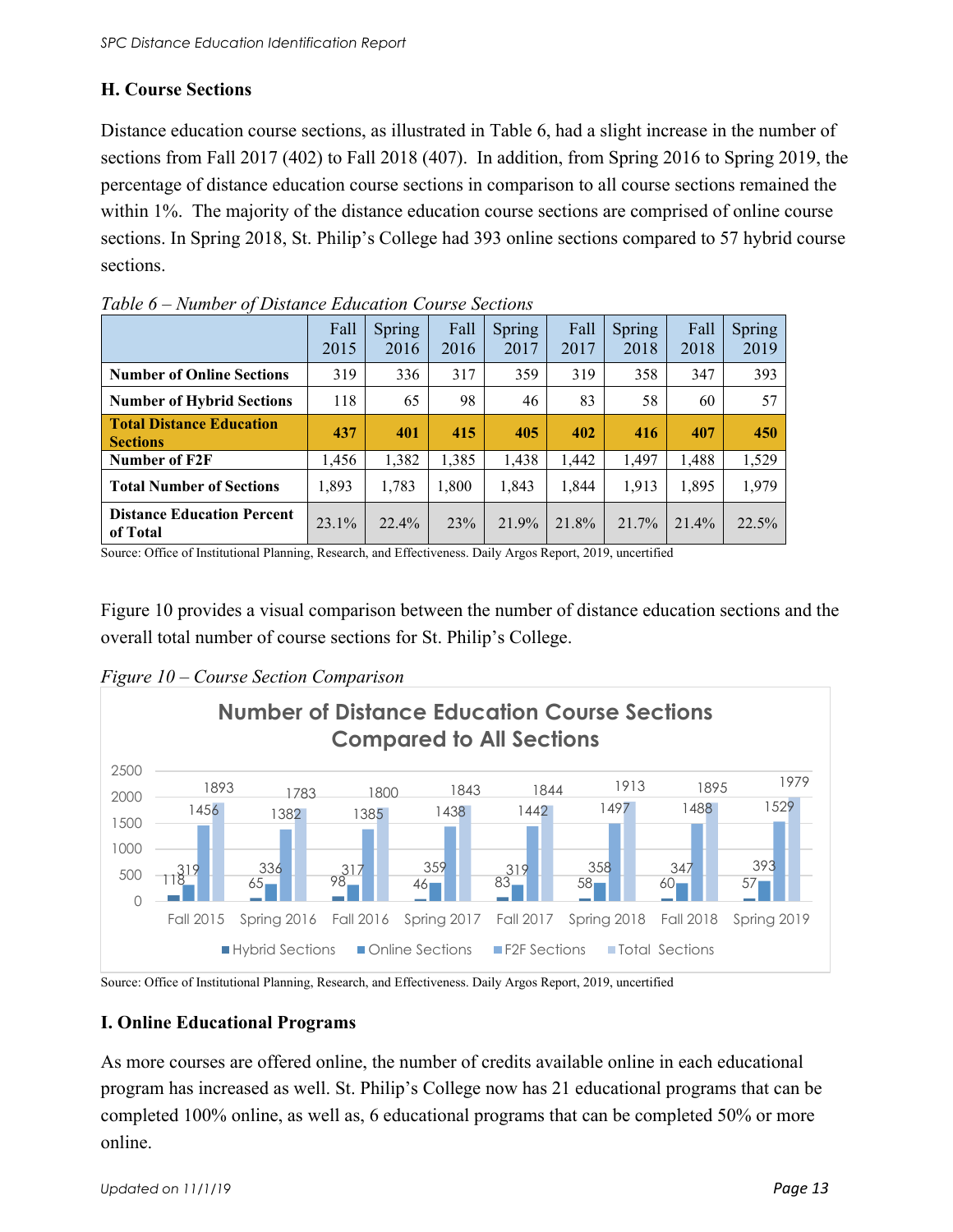## H. Course Sections

Distance education course sections, as illustrated in Table 6, had a slight increase in the number of sections from Fall 2017 (402) to Fall 2018 (407). In addition, from Spring 2016 to Spring 2019, the percentage of distance education course sections in comparison to all course sections remained the within 1%. The majority of the distance education course sections are comprised of online course sections. In Spring 2018, St. Philip's College had 393 online sections compared to 57 hybrid course sections.

*Table 6 – Number of Distance Education Course Sections*

| | Fall 2015 | Spring 2016 | Fall 2016 | Spring 2017 | Fall 2017 | Spring 2018 | Fall 2018 | Spring 2019 |
|---|---|---|---|---|---|---|---|---|
| **Number of Online Sections** | 319 | 336 | 317 | 359 | 319 | 358 | 347 | 393 |
| **Number of Hybrid Sections** | 118 | 65 | 98 | 46 | 83 | 58 | 60 | 57 |
| **Total Distance Education Sections** | **437** | **401** | **415** | **405** | **402** | **416** | **407** | **450** |
| **Number of F2F** | 1,456 | 1,382 | 1,385 | 1,438 | 1,442 | 1,497 | 1,488 | 1,529 |
| **Total Number of Sections** | 1,893 | 1,783 | 1,800 | 1,843 | 1,844 | 1,913 | 1,895 | 1,979 |
| **Distance Education Percent of Total** | 23.1% | 22.4% | 23% | 21.9% | 21.8% | 21.7% | 21.4% | 22.5% |

Source: Office of Institutional Planning, Research, and Effectiveness. Daily Argos Report, 2019, uncertified

Figure 10 provides a visual comparison between the number of distance education sections and the overall total number of course sections for St. Philip's College.

*Figure 10 – Course Section Comparison*

**Number of Distance Education Course Sections Compared to All Sections**

| | Hybrid Sections | Online Sections | F2F Sections | Total Sections |
|---|---|---|---|---|
| Fall 2015 | 118 | 319 | 1456 | 1893 |
| Spring 2016 | 65 | 336 | 1382 | 1783 |
| Fall 2016 | 98 | 317 | 1385 | 1800 |
| Spring 2017 | 46 | 359 | 1438 | 1843 |
| Fall 2017 | 83 | 319 | 1442 | 1844 |
| Spring 2018 | 58 | 358 | 1497 | 1913 |
| Fall 2018 | 60 | 347 | 1488 | 1895 |
| Spring 2019 | 57 | 393 | 1529 | 1979 |

Source: Office of Institutional Planning, Research, and Effectiveness. Daily Argos Report, 2019, uncertified

## I. Online Educational Programs

As more courses are offered online, the number of credits available online in each educational program has increased as well. St. Philip's College now has 21 educational programs that can be completed 100% online, as well as, 6 educational programs that can be completed 50% or more online.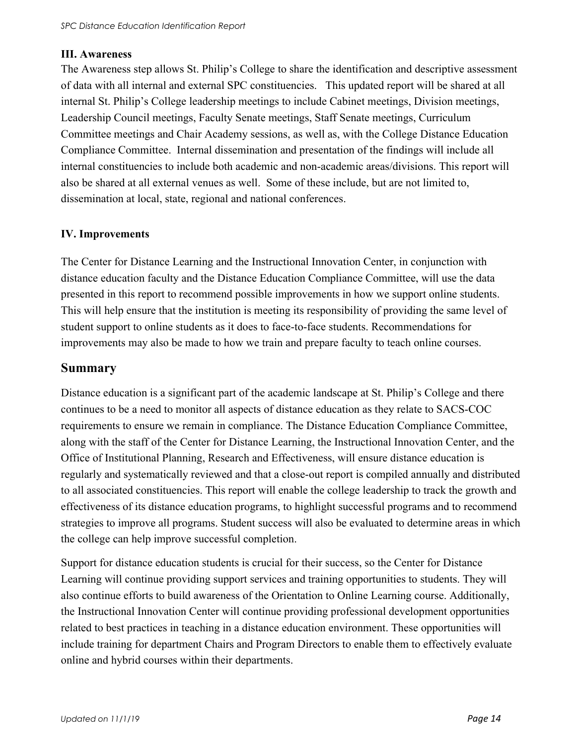### III. Awareness

The Awareness step allows St. Philip's College to share the identification and descriptive assessment of data with all internal and external SPC constituencies. This updated report will be shared at all internal St. Philip's College leadership meetings to include Cabinet meetings, Division meetings, Leadership Council meetings, Faculty Senate meetings, Staff Senate meetings, Curriculum Committee meetings and Chair Academy sessions, as well as, with the College Distance Education Compliance Committee. Internal dissemination and presentation of the findings will include all internal constituencies to include both academic and non-academic areas/divisions. This report will also be shared at all external venues as well. Some of these include, but are not limited to, dissemination at local, state, regional and national conferences.

### IV. Improvements

The Center for Distance Learning and the Instructional Innovation Center, in conjunction with distance education faculty and the Distance Education Compliance Committee, will use the data presented in this report to recommend possible improvements in how we support online students. This will help ensure that the institution is meeting its responsibility of providing the same level of student support to online students as it does to face-to-face students. Recommendations for improvements may also be made to how we train and prepare faculty to teach online courses.

## Summary

Distance education is a significant part of the academic landscape at St. Philip's College and there continues to be a need to monitor all aspects of distance education as they relate to SACS-COC requirements to ensure we remain in compliance. The Distance Education Compliance Committee, along with the staff of the Center for Distance Learning, the Instructional Innovation Center, and the Office of Institutional Planning, Research and Effectiveness, will ensure distance education is regularly and systematically reviewed and that a close-out report is compiled annually and distributed to all associated constituencies. This report will enable the college leadership to track the growth and effectiveness of its distance education programs, to highlight successful programs and to recommend strategies to improve all programs. Student success will also be evaluated to determine areas in which the college can help improve successful completion.

Support for distance education students is crucial for their success, so the Center for Distance Learning will continue providing support services and training opportunities to students. They will also continue efforts to build awareness of the Orientation to Online Learning course. Additionally, the Instructional Innovation Center will continue providing professional development opportunities related to best practices in teaching in a distance education environment. These opportunities will include training for department Chairs and Program Directors to enable them to effectively evaluate online and hybrid courses within their departments.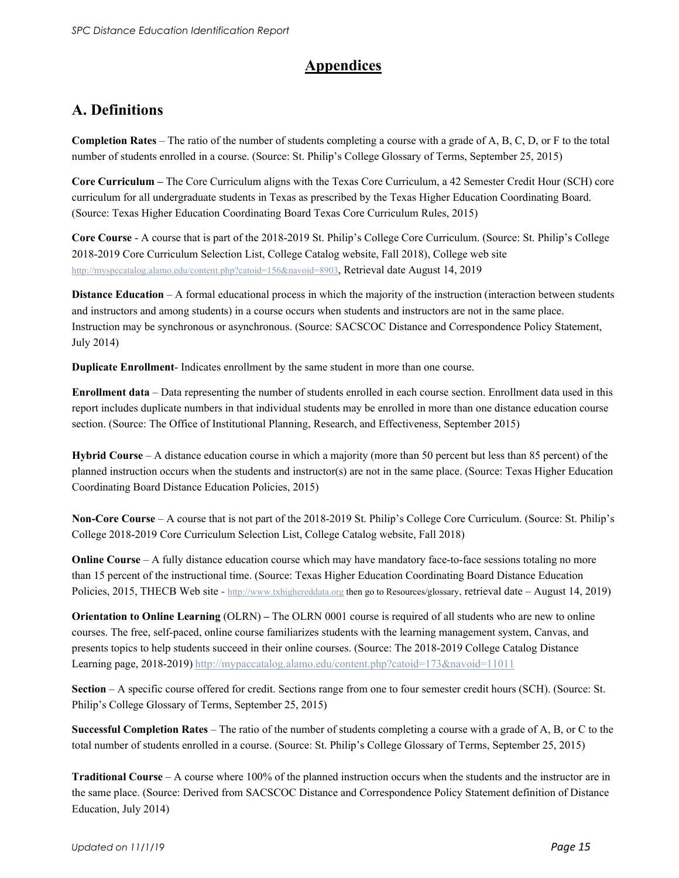# Appendices

## A. Definitions

**Completion Rates** – The ratio of the number of students completing a course with a grade of A, B, C, D, or F to the total number of students enrolled in a course. (Source: St. Philip's College Glossary of Terms, September 25, 2015)

**Core Curriculum –** The Core Curriculum aligns with the Texas Core Curriculum, a 42 Semester Credit Hour (SCH) core curriculum for all undergraduate students in Texas as prescribed by the Texas Higher Education Coordinating Board. (Source: Texas Higher Education Coordinating Board Texas Core Curriculum Rules, 2015)

**Core Course** - A course that is part of the 2018-2019 St. Philip's College Core Curriculum. (Source: St. Philip's College 2018-2019 Core Curriculum Selection List, College Catalog website, Fall 2018), College web site http://myspccatalog.alamo.edu/content.php?catoid=156&navoid=8903, Retrieval date August 14, 2019

**Distance Education** – A formal educational process in which the majority of the instruction (interaction between students and instructors and among students) in a course occurs when students and instructors are not in the same place. Instruction may be synchronous or asynchronous. (Source: SACSCOC Distance and Correspondence Policy Statement, July 2014)

**Duplicate Enrollment**- Indicates enrollment by the same student in more than one course.

**Enrollment data** – Data representing the number of students enrolled in each course section. Enrollment data used in this report includes duplicate numbers in that individual students may be enrolled in more than one distance education course section. (Source: The Office of Institutional Planning, Research, and Effectiveness, September 2015)

**Hybrid Course** – A distance education course in which a majority (more than 50 percent but less than 85 percent) of the planned instruction occurs when the students and instructor(s) are not in the same place. (Source: Texas Higher Education Coordinating Board Distance Education Policies, 2015)

**Non-Core Course** – A course that is not part of the 2018-2019 St. Philip's College Core Curriculum. (Source: St. Philip's College 2018-2019 Core Curriculum Selection List, College Catalog website, Fall 2018)

**Online Course** – A fully distance education course which may have mandatory face-to-face sessions totaling no more than 15 percent of the instructional time. (Source: Texas Higher Education Coordinating Board Distance Education Policies, 2015, THECB Web site - http://www.txhighereddata.org then go to Resources/glossary, retrieval date – August 14, 2019)

**Orientation to Online Learning** (OLRN) **–** The OLRN 0001 course is required of all students who are new to online courses. The free, self-paced, online course familiarizes students with the learning management system, Canvas, and presents topics to help students succeed in their online courses. (Source: The 2018-2019 College Catalog Distance Learning page, 2018-2019) http://mypaccatalog.alamo.edu/content.php?catoid=173&navoid=11011

**Section** – A specific course offered for credit. Sections range from one to four semester credit hours (SCH). (Source: St. Philip's College Glossary of Terms, September 25, 2015)

**Successful Completion Rates** – The ratio of the number of students completing a course with a grade of A, B, or C to the total number of students enrolled in a course. (Source: St. Philip's College Glossary of Terms, September 25, 2015)

**Traditional Course** – A course where 100% of the planned instruction occurs when the students and the instructor are in the same place. (Source: Derived from SACSCOC Distance and Correspondence Policy Statement definition of Distance Education, July 2014)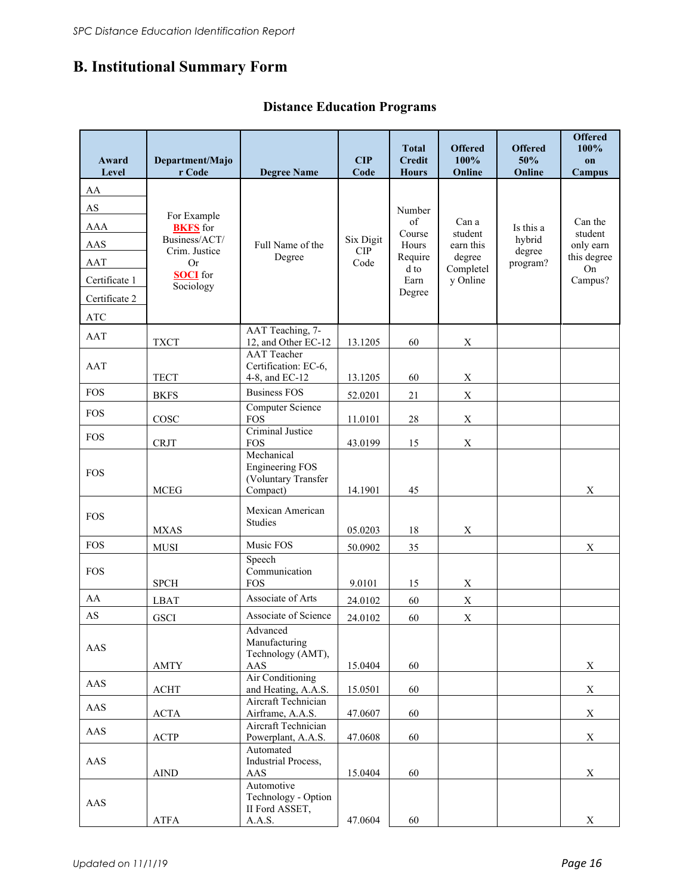## B. Institutional Summary Form

### Distance Education Programs

| Award Level | Department/Major Code | Degree Name | CIP Code | Total Credit Hours | Offered 100% Online | Offered 50% Online | Offered 100% on Campus |
|---|---|---|---|---|---|---|---|
| AA<br>AS<br>AAA<br>AAS<br>AAT<br>Certificate 1<br>Certificate 2<br>ATC | For Example **BKFS** for Business/ACT/ Crim. Justice Or **SOCI** for Sociology | Full Name of the Degree | Six Digit CIP Code | Number of Course Hours Required to Earn Degree | Can a student earn this degree Completely Online | Is this a hybrid degree program? | Can the student only earn this degree On Campus? |
| AAT | TXCT | AAT Teaching, 7-12, and Other EC-12 | 13.1205 | 60 | X | | |
| AAT | TECT | AAT Teacher Certification: EC-6, 4-8, and EC-12 | 13.1205 | 60 | X | | |
| FOS | BKFS | Business FOS | 52.0201 | 21 | X | | |
| FOS | COSC | Computer Science FOS | 11.0101 | 28 | X | | |
| FOS | CRJT | Criminal Justice FOS | 43.0199 | 15 | X | | |
| FOS | MCEG | Mechanical Engineering FOS (Voluntary Transfer Compact) | 14.1901 | 45 | | | X |
| FOS | MXAS | Mexican American Studies | 05.0203 | 18 | X | | |
| FOS | MUSI | Music FOS | 50.0902 | 35 | | | X |
| FOS | SPCH | Speech Communication FOS | 9.0101 | 15 | X | | |
| AA | LBAT | Associate of Arts | 24.0102 | 60 | X | | |
| AS | GSCI | Associate of Science | 24.0102 | 60 | X | | |
| AAS | AMTY | Advanced Manufacturing Technology (AMT), AAS | 15.0404 | 60 | | | X |
| AAS | ACHT | Air Conditioning and Heating, A.A.S. | 15.0501 | 60 | | | X |
| AAS | ACTA | Aircraft Technician Airframe, A.A.S. | 47.0607 | 60 | | | X |
| AAS | ACTP | Aircraft Technician Powerplant, A.A.S. | 47.0608 | 60 | | | X |
| AAS | AIND | Automated Industrial Process, AAS | 15.0404 | 60 | | | X |
| AAS | ATFA | Automotive Technology - Option II Ford ASSET, A.A.S. | 47.0604 | 60 | | | X |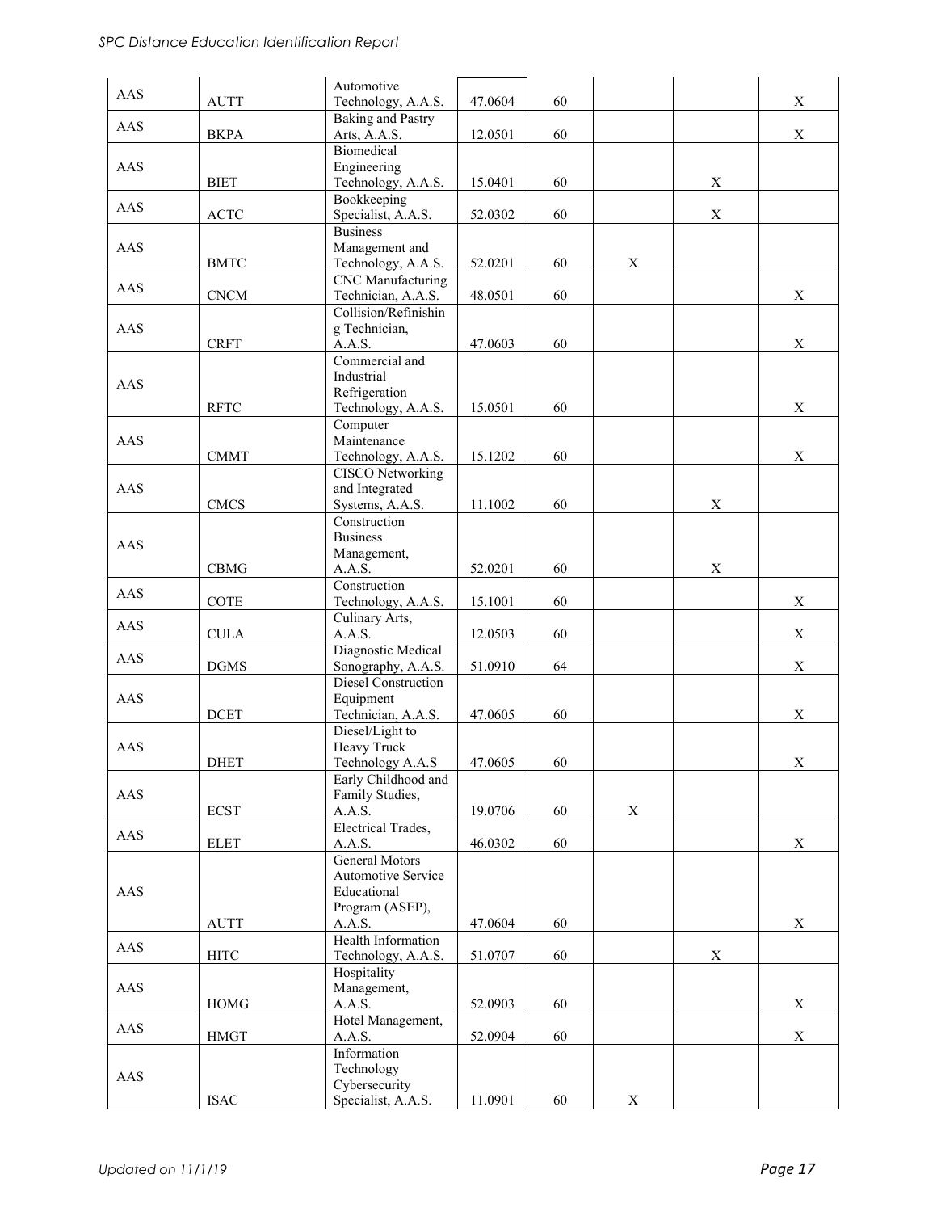| AAS | AUTT | Automotive Technology, A.A.S. | 47.0604 | 60 | | | X |
|---|---|---|---|---|---|---|---|
| AAS | BKPA | Baking and Pastry Arts, A.A.S. | 12.0501 | 60 | | | X |
| AAS | BIET | Biomedical Engineering Technology, A.A.S. | 15.0401 | 60 | | X | |
| AAS | ACTC | Bookkeeping Specialist, A.A.S. | 52.0302 | 60 | | X | |
| AAS | BMTC | Business Management and Technology, A.A.S. | 52.0201 | 60 | X | | |
| AAS | CNCM | CNC Manufacturing Technician, A.A.S. | 48.0501 | 60 | | | X |
| AAS | CRFT | Collision/Refinishing Technician, A.A.S. | 47.0603 | 60 | | | X |
| AAS | RFTC | Commercial and Industrial Refrigeration Technology, A.A.S. | 15.0501 | 60 | | | X |
| AAS | CMMT | Computer Maintenance Technology, A.A.S. | 15.1202 | 60 | | | X |
| AAS | CMCS | CISCO Networking and Integrated Systems, A.A.S. | 11.1002 | 60 | | X | |
| AAS | CBMG | Construction Business Management, A.A.S. | 52.0201 | 60 | | X | |
| AAS | COTE | Construction Technology, A.A.S. | 15.1001 | 60 | | | X |
| AAS | CULA | Culinary Arts, A.A.S. | 12.0503 | 60 | | | X |
| AAS | DGMS | Diagnostic Medical Sonography, A.A.S. | 51.0910 | 64 | | | X |
| AAS | DCET | Diesel Construction Equipment Technician, A.A.S. | 47.0605 | 60 | | | X |
| AAS | DHET | Diesel/Light to Heavy Truck Technology A.A.S | 47.0605 | 60 | | | X |
| AAS | ECST | Early Childhood and Family Studies, A.A.S. | 19.0706 | 60 | X | | |
| AAS | ELET | Electrical Trades, A.A.S. | 46.0302 | 60 | | | X |
| AAS | AUTT | General Motors Automotive Service Educational Program (ASEP), A.A.S. | 47.0604 | 60 | | | X |
| AAS | HITC | Health Information Technology, A.A.S. | 51.0707 | 60 | | X | |
| AAS | HOMG | Hospitality Management, A.A.S. | 52.0903 | 60 | | | X |
| AAS | HMGT | Hotel Management, A.A.S. | 52.0904 | 60 | | | X |
| AAS | ISAC | Information Technology Cybersecurity Specialist, A.A.S. | 11.0901 | 60 | X | | |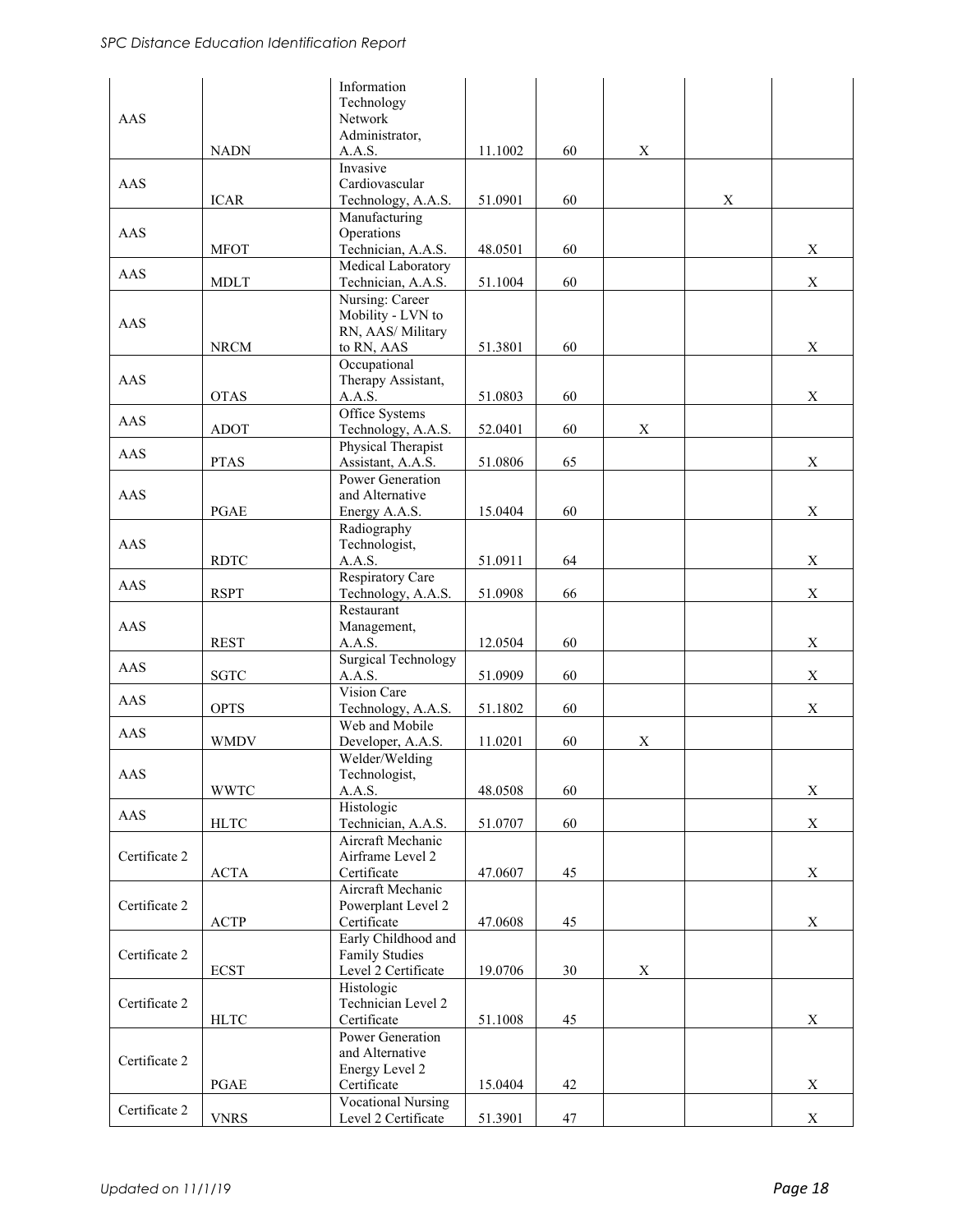| AAS | NADN | Information Technology Network Administrator, A.A.S. | 11.1002 | 60 | X | | |
|---|---|---|---|---|---|---|---|
| AAS | ICAR | Invasive Cardiovascular Technology, A.A.S. | 51.0901 | 60 | | X | |
| AAS | MFOT | Manufacturing Operations Technician, A.A.S. | 48.0501 | 60 | | | X |
| AAS | MDLT | Medical Laboratory Technician, A.A.S. | 51.1004 | 60 | | | X |
| AAS | NRCM | Nursing: Career Mobility - LVN to RN, AAS/ Military to RN, AAS | 51.3801 | 60 | | | X |
| AAS | OTAS | Occupational Therapy Assistant, A.A.S. | 51.0803 | 60 | | | X |
| AAS | ADOT | Office Systems Technology, A.A.S. | 52.0401 | 60 | X | | |
| AAS | PTAS | Physical Therapist Assistant, A.A.S. | 51.0806 | 65 | | | X |
| AAS | PGAE | Power Generation and Alternative Energy A.A.S. | 15.0404 | 60 | | | X |
| AAS | RDTC | Radiography Technologist, A.A.S. | 51.0911 | 64 | | | X |
| AAS | RSPT | Respiratory Care Technology, A.A.S. | 51.0908 | 66 | | | X |
| AAS | REST | Restaurant Management, A.A.S. | 12.0504 | 60 | | | X |
| AAS | SGTC | Surgical Technology A.A.S. | 51.0909 | 60 | | | X |
| AAS | OPTS | Vision Care Technology, A.A.S. | 51.1802 | 60 | | | X |
| AAS | WMDV | Web and Mobile Developer, A.A.S. | 11.0201 | 60 | X | | |
| AAS | WWTC | Welder/Welding Technologist, A.A.S. | 48.0508 | 60 | | | X |
| AAS | HLTC | Histologic Technician, A.A.S. | 51.0707 | 60 | | | X |
| Certificate 2 | ACTA | Aircraft Mechanic Airframe Level 2 Certificate | 47.0607 | 45 | | | X |
| Certificate 2 | ACTP | Aircraft Mechanic Powerplant Level 2 Certificate | 47.0608 | 45 | | | X |
| Certificate 2 | ECST | Early Childhood and Family Studies Level 2 Certificate | 19.0706 | 30 | X | | |
| Certificate 2 | HLTC | Histologic Technician Level 2 Certificate | 51.1008 | 45 | | | X |
| Certificate 2 | PGAE | Power Generation and Alternative Energy Level 2 Certificate | 15.0404 | 42 | | | X |
| Certificate 2 | VNRS | Vocational Nursing Level 2 Certificate | 51.3901 | 47 | | | X |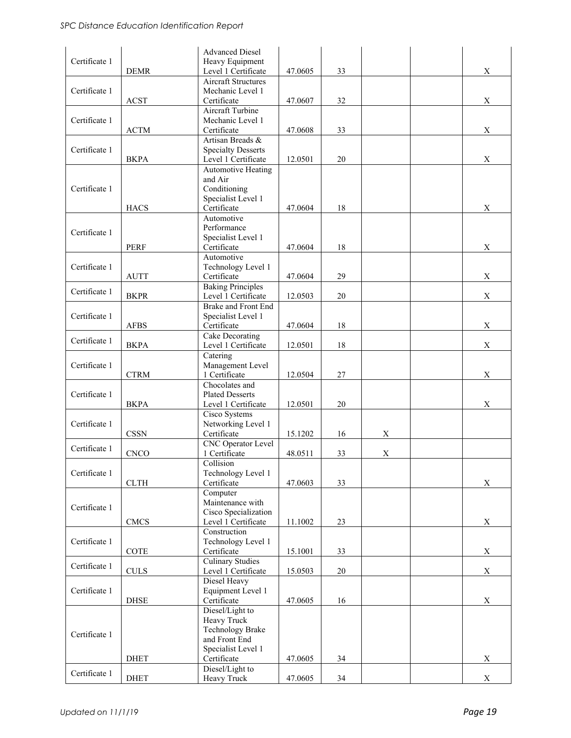| Certificate 1 | DEMR | Advanced Diesel Heavy Equipment Level 1 Certificate | 47.0605 | 33 | | | X |
|---|---|---|---|---|---|---|---|
| Certificate 1 | ACST | Aircraft Structures Mechanic Level 1 Certificate | 47.0607 | 32 | | | X |
| Certificate 1 | ACTM | Aircraft Turbine Mechanic Level 1 Certificate | 47.0608 | 33 | | | X |
| Certificate 1 | BKPA | Artisan Breads & Specialty Desserts Level 1 Certificate | 12.0501 | 20 | | | X |
| Certificate 1 | HACS | Automotive Heating and Air Conditioning Specialist Level 1 Certificate | 47.0604 | 18 | | | X |
| Certificate 1 | PERF | Automotive Performance Specialist Level 1 Certificate | 47.0604 | 18 | | | X |
| Certificate 1 | AUTT | Automotive Technology Level 1 Certificate | 47.0604 | 29 | | | X |
| Certificate 1 | BKPR | Baking Principles Level 1 Certificate | 12.0503 | 20 | | | X |
| Certificate 1 | AFBS | Brake and Front End Specialist Level 1 Certificate | 47.0604 | 18 | | | X |
| Certificate 1 | BKPA | Cake Decorating Level 1 Certificate | 12.0501 | 18 | | | X |
| Certificate 1 | CTRM | Catering Management Level 1 Certificate | 12.0504 | 27 | | | X |
| Certificate 1 | BKPA | Chocolates and Plated Desserts Level 1 Certificate | 12.0501 | 20 | | | X |
| Certificate 1 | CSSN | Cisco Systems Networking Level 1 Certificate | 15.1202 | 16 | X | | |
| Certificate 1 | CNCO | CNC Operator Level 1 Certificate | 48.0511 | 33 | X | | |
| Certificate 1 | CLTH | Collision Technology Level 1 Certificate | 47.0603 | 33 | | | X |
| Certificate 1 | CMCS | Computer Maintenance with Cisco Specialization Level 1 Certificate | 11.1002 | 23 | | | X |
| Certificate 1 | COTE | Construction Technology Level 1 Certificate | 15.1001 | 33 | | | X |
| Certificate 1 | CULS | Culinary Studies Level 1 Certificate | 15.0503 | 20 | | | X |
| Certificate 1 | DHSE | Diesel Heavy Equipment Level 1 Certificate | 47.0605 | 16 | | | X |
| Certificate 1 | DHET | Diesel/Light to Heavy Truck Technology Brake and Front End Specialist Level 1 Certificate | 47.0605 | 34 | | | X |
| Certificate 1 | DHET | Diesel/Light to Heavy Truck | 47.0605 | 34 | | | X |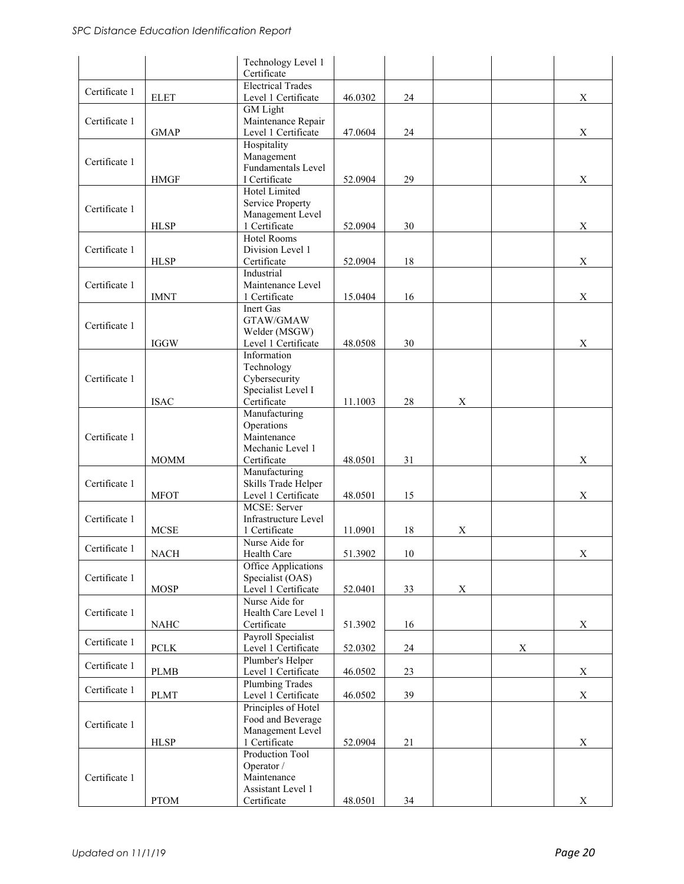| | | | | | | | |
|---|---|---|---|---|---|---|---|
| | | Technology Level 1 Certificate | | | | | |
| Certificate 1 | ELET | Electrical Trades Level 1 Certificate | 46.0302 | 24 | | | X |
| Certificate 1 | GMAP | GM Light Maintenance Repair Level 1 Certificate | 47.0604 | 24 | | | X |
| Certificate 1 | HMGF | Hospitality Management Fundamentals Level I Certificate | 52.0904 | 29 | | | X |
| Certificate 1 | HLSP | Hotel Limited Service Property Management Level 1 Certificate | 52.0904 | 30 | | | X |
| Certificate 1 | HLSP | Hotel Rooms Division Level 1 Certificate | 52.0904 | 18 | | | X |
| Certificate 1 | IMNT | Industrial Maintenance Level 1 Certificate | 15.0404 | 16 | | | X |
| Certificate 1 | IGGW | Inert Gas GTAW/GMAW Welder (MSGW) Level 1 Certificate | 48.0508 | 30 | | | X |
| Certificate 1 | ISAC | Information Technology Cybersecurity Specialist Level I Certificate | 11.1003 | 28 | X | | |
| Certificate 1 | MOMM | Manufacturing Operations Maintenance Mechanic Level 1 Certificate | 48.0501 | 31 | | | X |
| Certificate 1 | MFOT | Manufacturing Skills Trade Helper Level 1 Certificate | 48.0501 | 15 | | | X |
| Certificate 1 | MCSE | MCSE: Server Infrastructure Level 1 Certificate | 11.0901 | 18 | X | | |
| Certificate 1 | NACH | Nurse Aide for Health Care | 51.3902 | 10 | | | X |
| Certificate 1 | MOSP | Office Applications Specialist (OAS) Level 1 Certificate | 52.0401 | 33 | X | | |
| Certificate 1 | NAHC | Nurse Aide for Health Care Level 1 Certificate | 51.3902 | 16 | | | X |
| Certificate 1 | PCLK | Payroll Specialist Level 1 Certificate | 52.0302 | 24 | | X | |
| Certificate 1 | PLMB | Plumber's Helper Level 1 Certificate | 46.0502 | 23 | | | X |
| Certificate 1 | PLMT | Plumbing Trades Level 1 Certificate | 46.0502 | 39 | | | X |
| Certificate 1 | HLSP | Principles of Hotel Food and Beverage Management Level 1 Certificate | 52.0904 | 21 | | | X |
| Certificate 1 | PTOM | Production Tool Operator / Maintenance Assistant Level 1 Certificate | 48.0501 | 34 | | | X |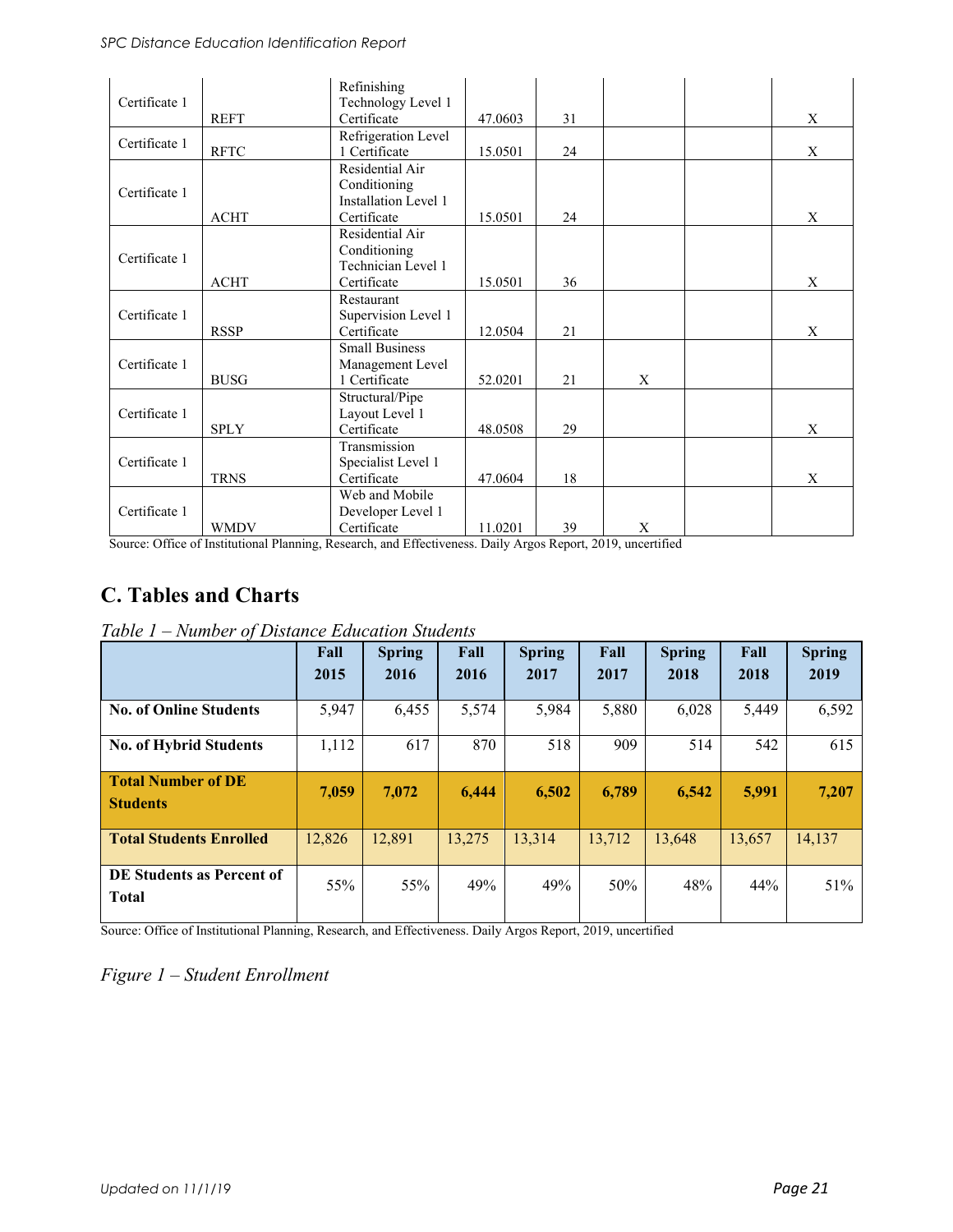| | | | | | | | |
|---|---|---|---|---|---|---|---|
| Certificate 1 | REFT | Refinishing Technology Level 1 Certificate | 47.0603 | 31 | | | X |
| Certificate 1 | RFTC | Refrigeration Level 1 Certificate | 15.0501 | 24 | | | X |
| Certificate 1 | ACHT | Residential Air Conditioning Installation Level 1 Certificate | 15.0501 | 24 | | | X |
| Certificate 1 | ACHT | Residential Air Conditioning Technician Level 1 Certificate | 15.0501 | 36 | | | X |
| Certificate 1 | RSSP | Restaurant Supervision Level 1 Certificate | 12.0504 | 21 | | | X |
| Certificate 1 | BUSG | Small Business Management Level 1 Certificate | 52.0201 | 21 | X | | |
| Certificate 1 | SPLY | Structural/Pipe Layout Level 1 Certificate | 48.0508 | 29 | | | X |
| Certificate 1 | TRNS | Transmission Specialist Level 1 Certificate | 47.0604 | 18 | | | X |
| Certificate 1 | WMDV | Web and Mobile Developer Level 1 Certificate | 11.0201 | 39 | X | | |

Source: Office of Institutional Planning, Research, and Effectiveness. Daily Argos Report, 2019, uncertified

## C. Tables and Charts

*Table 1 – Number of Distance Education Students*

| | Fall 2015 | Spring 2016 | Fall 2016 | Spring 2017 | Fall 2017 | Spring 2018 | Fall 2018 | Spring 2019 |
|---|---|---|---|---|---|---|---|---|
| **No. of Online Students** | 5,947 | 6,455 | 5,574 | 5,984 | 5,880 | 6,028 | 5,449 | 6,592 |
| **No. of Hybrid Students** | 1,112 | 617 | 870 | 518 | 909 | 514 | 542 | 615 |
| **Total Number of DE Students** | **7,059** | **7,072** | **6,444** | **6,502** | **6,789** | **6,542** | **5,991** | **7,207** |
| **Total Students Enrolled** | 12,826 | 12,891 | 13,275 | 13,314 | 13,712 | 13,648 | 13,657 | 14,137 |
| **DE Students as Percent of Total** | 55% | 55% | 49% | 49% | 50% | 48% | 44% | 51% |

Source: Office of Institutional Planning, Research, and Effectiveness. Daily Argos Report, 2019, uncertified

*Figure 1 – Student Enrollment*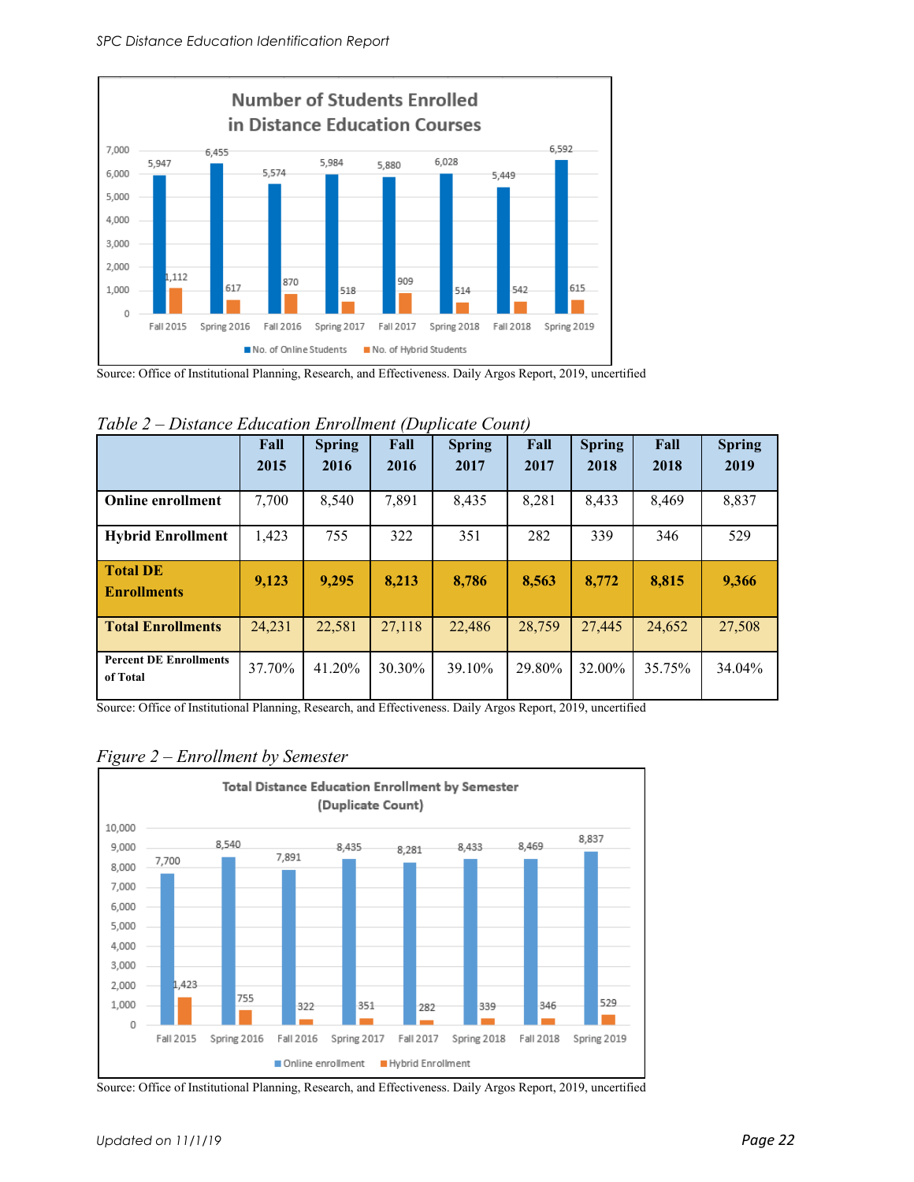Source: Office of Institutional Planning, Research, and Effectiveness. Daily Argos Report, 2019, uncertified

*Table 2 – Distance Education Enrollment (Duplicate Count)*

| | Fall 2015 | Spring 2016 | Fall 2016 | Spring 2017 | Fall 2017 | Spring 2018 | Fall 2018 | Spring 2019 |
|---|---|---|---|---|---|---|---|---|
| **Online enrollment** | 7,700 | 8,540 | 7,891 | 8,435 | 8,281 | 8,433 | 8,469 | 8,837 |
| **Hybrid Enrollment** | 1,423 | 755 | 322 | 351 | 282 | 339 | 346 | 529 |
| **Total DE Enrollments** | **9,123** | **9,295** | **8,213** | **8,786** | **8,563** | **8,772** | **8,815** | **9,366** |
| **Total Enrollments** | 24,231 | 22,581 | 27,118 | 22,486 | 28,759 | 27,445 | 24,652 | 27,508 |
| **Percent DE Enrollments of Total** | 37.70% | 41.20% | 30.30% | 39.10% | 29.80% | 32.00% | 35.75% | 34.04% |

Source: Office of Institutional Planning, Research, and Effectiveness. Daily Argos Report, 2019, uncertified

*Figure 2 – Enrollment by Semester*

Source: Office of Institutional Planning, Research, and Effectiveness. Daily Argos Report, 2019, uncertified

Updated on 11/1/19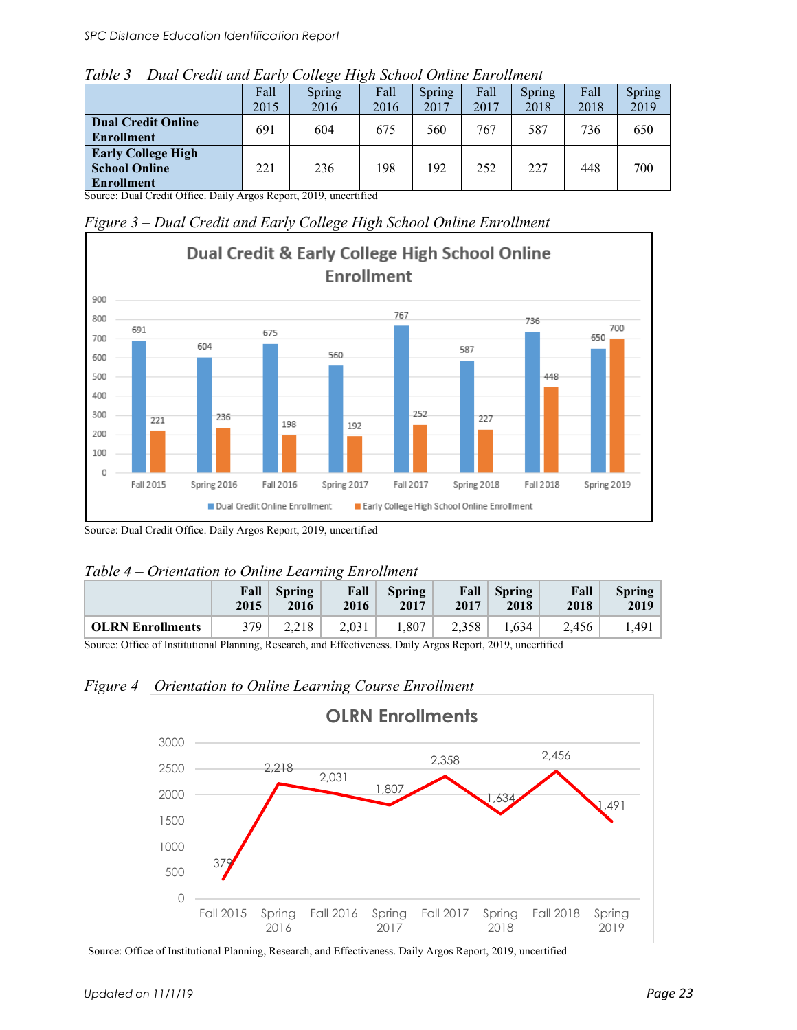*Table 3 – Dual Credit and Early College High School Online Enrollment*

| | Fall 2015 | Spring 2016 | Fall 2016 | Spring 2017 | Fall 2017 | Spring 2018 | Fall 2018 | Spring 2019 |
|---|---|---|---|---|---|---|---|---|
| **Dual Credit Online Enrollment** | 691 | 604 | 675 | 560 | 767 | 587 | 736 | 650 |
| **Early College High School Online Enrollment** | 221 | 236 | 198 | 192 | 252 | 227 | 448 | 700 |

Source: Dual Credit Office. Daily Argos Report, 2019, uncertified

*Figure 3 – Dual Credit and Early College High School Online Enrollment*

Source: Dual Credit Office. Daily Argos Report, 2019, uncertified

*Table 4 – Orientation to Online Learning Enrollment*

| | Fall 2015 | Spring 2016 | Fall 2016 | Spring 2017 | Fall 2017 | Spring 2018 | Fall 2018 | Spring 2019 |
|---|---|---|---|---|---|---|---|---|
| **OLRN Enrollments** | 379 | 2,218 | 2,031 | 1,807 | 2,358 | 1,634 | 2,456 | 1,491 |

Source: Office of Institutional Planning, Research, and Effectiveness. Daily Argos Report, 2019, uncertified

*Figure 4 – Orientation to Online Learning Course Enrollment*

Source: Office of Institutional Planning, Research, and Effectiveness. Daily Argos Report, 2019, uncertified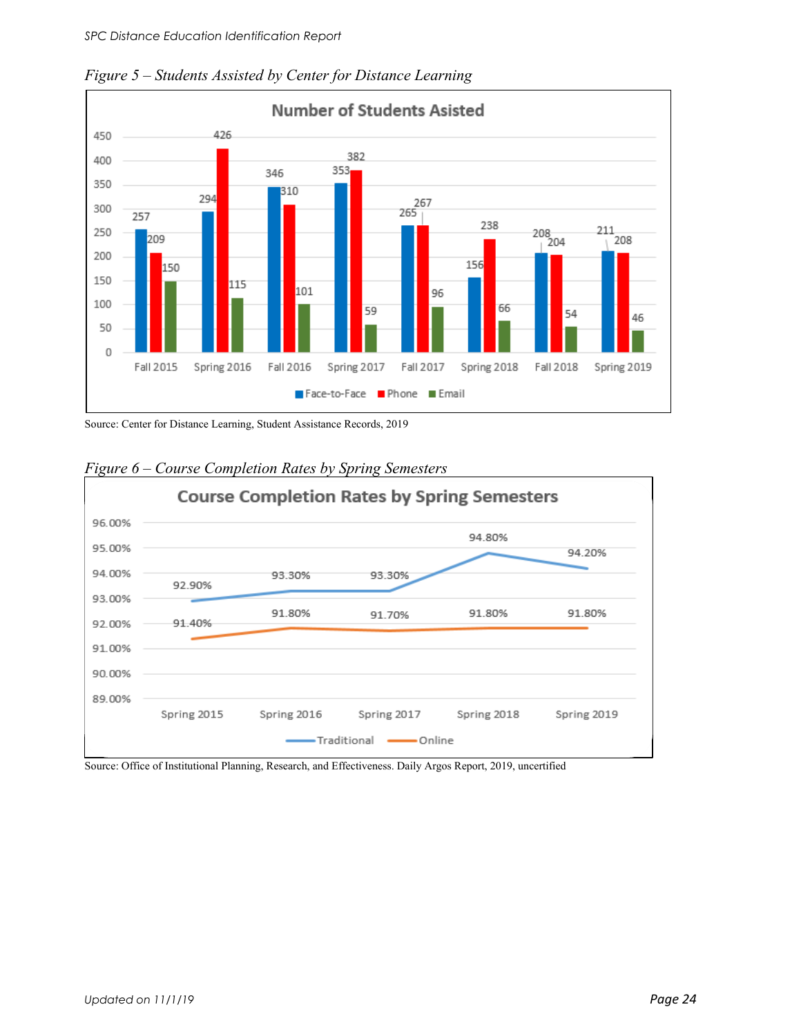*Figure 5 – Students Assisted by Center for Distance Learning*

**Number of Students Asisted**

| | Face-to-Face | Phone | Email |
|---|---|---|---|
| Fall 2015 | 257 | 209 | 150 |
| Spring 2016 | 294 | 426 | 115 |
| Fall 2016 | 346 | 310 | 101 |
| Spring 2017 | 353 | 382 | 59 |
| Fall 2017 | 265 | 267 | 96 |
| Spring 2018 | 156 | 238 | 66 |
| Fall 2018 | 208 | 204 | 54 |
| Spring 2019 | 211 | 208 | 46 |

Source: Center for Distance Learning, Student Assistance Records, 2019

*Figure 6 – Course Completion Rates by Spring Semesters*

**Course Completion Rates by Spring Semesters**

| | Traditional | Online |
|---|---|---|
| Spring 2015 | 92.90% | 91.40% |
| Spring 2016 | 93.30% | 91.80% |
| Spring 2017 | 93.30% | 91.70% |
| Spring 2018 | 94.80% | 91.80% |
| Spring 2019 | 94.20% | 91.80% |

Source: Office of Institutional Planning, Research, and Effectiveness. Daily Argos Report, 2019, uncertified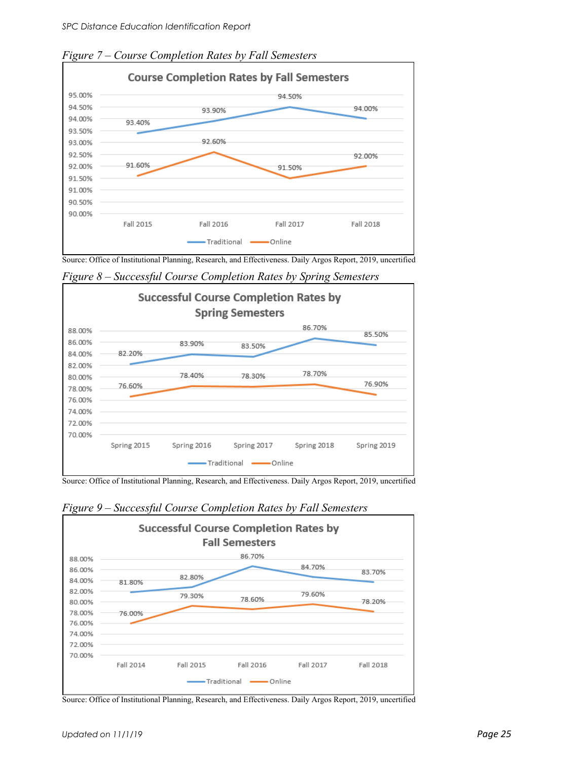*Figure 7 – Course Completion Rates by Fall Semesters*

**Course Completion Rates by Fall Semesters**

| | Fall 2015 | Fall 2016 | Fall 2017 | Fall 2018 |
|---|---|---|---|---|
| Traditional | 93.40% | 93.90% | 94.50% | 94.00% |
| Online | 91.60% | 92.60% | 91.50% | 92.00% |

Source: Office of Institutional Planning, Research, and Effectiveness. Daily Argos Report, 2019, uncertified

*Figure 8 – Successful Course Completion Rates by Spring Semesters*

**Successful Course Completion Rates by Spring Semesters**

| | Spring 2015 | Spring 2016 | Spring 2017 | Spring 2018 | Spring 2019 |
|---|---|---|---|---|---|
| Traditional | 82.20% | 83.90% | 83.50% | 86.70% | 85.50% |
| Online | 76.60% | 78.40% | 78.30% | 78.70% | 76.90% |

Source: Office of Institutional Planning, Research, and Effectiveness. Daily Argos Report, 2019, uncertified

*Figure 9 – Successful Course Completion Rates by Fall Semesters*

**Successful Course Completion Rates by Fall Semesters**

| | Fall 2014 | Fall 2015 | Fall 2016 | Fall 2017 | Fall 2018 |
|---|---|---|---|---|---|
| Traditional | 81.80% | 82.80% | 86.70% | 84.70% | 83.70% |
| Online | 76.00% | 79.30% | 78.60% | 79.60% | 78.20% |

Source: Office of Institutional Planning, Research, and Effectiveness. Daily Argos Report, 2019, uncertified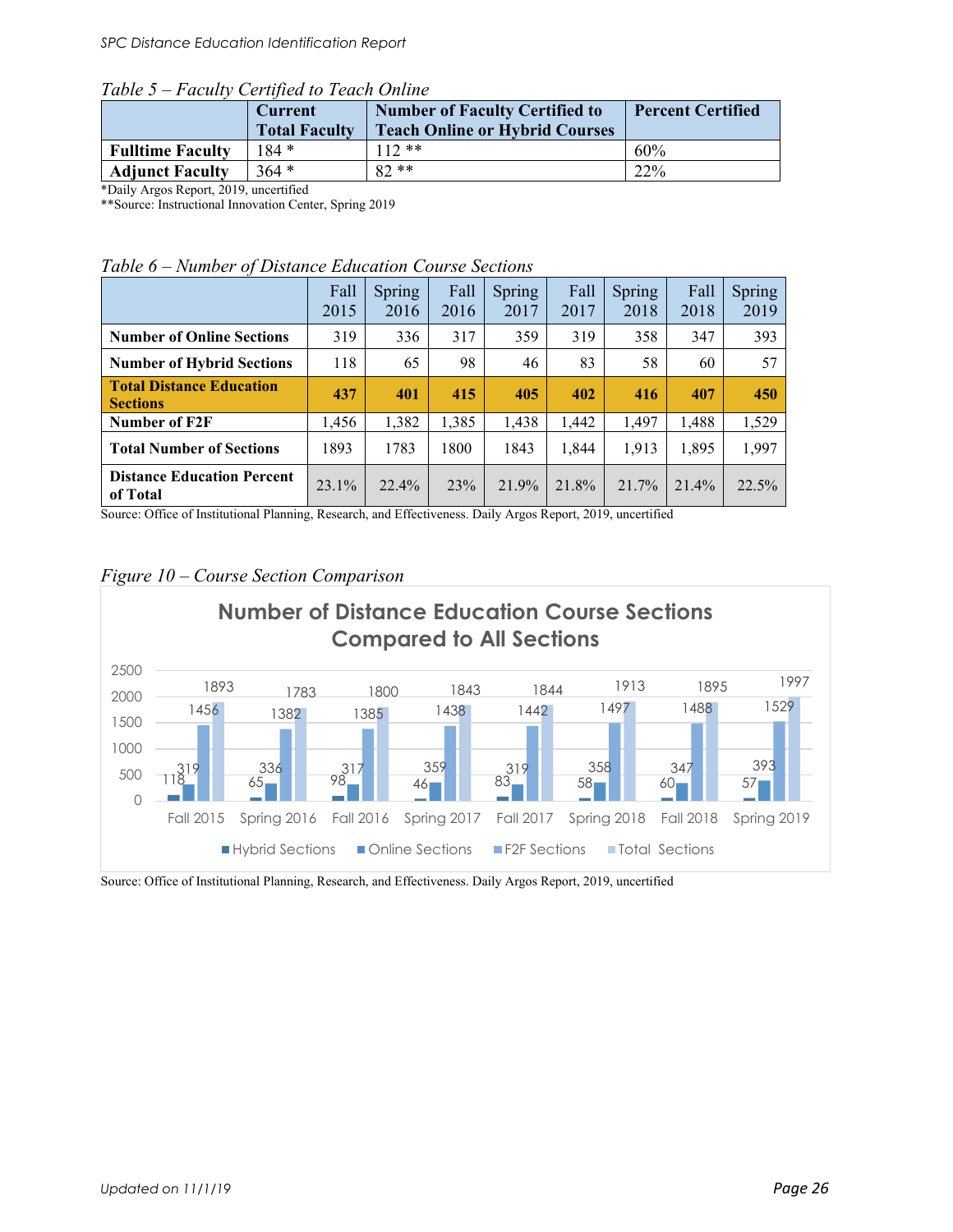*Table 5 – Faculty Certified to Teach Online*

| | Current Total Faculty | Number of Faculty Certified to Teach Online or Hybrid Courses | Percent Certified |
|---|---|---|---|
| **Fulltime Faculty** | 184 * | 112 ** | 60% |
| **Adjunct Faculty** | 364 * | 82 ** | 22% |

*Daily Argos Report, 2019, uncertified
**Source: Instructional Innovation Center, Spring 2019

*Table 6 – Number of Distance Education Course Sections*

| | Fall 2015 | Spring 2016 | Fall 2016 | Spring 2017 | Fall 2017 | Spring 2018 | Fall 2018 | Spring 2019 |
|---|---|---|---|---|---|---|---|---|
| **Number of Online Sections** | 319 | 336 | 317 | 359 | 319 | 358 | 347 | 393 |
| **Number of Hybrid Sections** | 118 | 65 | 98 | 46 | 83 | 58 | 60 | 57 |
| **Total Distance Education Sections** | **437** | **401** | **415** | **405** | **402** | **416** | **407** | **450** |
| **Number of F2F** | 1,456 | 1,382 | 1,385 | 1,438 | 1,442 | 1,497 | 1,488 | 1,529 |
| **Total Number of Sections** | 1893 | 1783 | 1800 | 1843 | 1,844 | 1,913 | 1,895 | 1,997 |
| **Distance Education Percent of Total** | 23.1% | 22.4% | 23% | 21.9% | 21.8% | 21.7% | 21.4% | 22.5% |

Source: Office of Institutional Planning, Research, and Effectiveness. Daily Argos Report, 2019, uncertified

*Figure 10 – Course Section Comparison*

Number of Distance Education Course Sections Compared to All Sections

2500
2000
1500
1000
500
0

Fall 2015: 118, 319, 1456, 1893
Spring 2016: 65, 336, 1382, 1783
Fall 2016: 98, 317, 1385, 1800
Spring 2017: 46, 359, 1438, 1843
Fall 2017: 83, 319, 1442, 1844
Spring 2018: 58, 358, 1497, 1913
Fall 2018: 60, 347, 1488, 1895
Spring 2019: 57, 393, 1529, 1997

Hybrid Sections, Online Sections, F2F Sections, Total Sections

Source: Office of Institutional Planning, Research, and Effectiveness. Daily Argos Report, 2019, uncertified